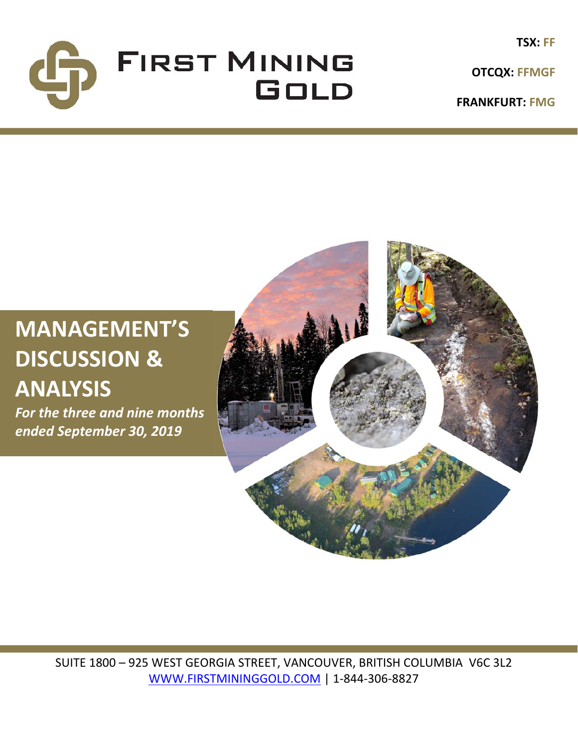# FIRST MINING GOLD

**TSX: FF**

**OTCQX: FFMGF**

**FRANKFURT: FMG**

# MANAGEMENT'S DISCUSSION & ANALYSIS

***For the three and nine months ended September 30, 2019***

SUITE 1800 – 925 WEST GEORGIA STREET, VANCOUVER, BRITISH COLUMBIA V6C 3L2

WWW.FIRSTMININGGOLD.COM | 1-844-306-8827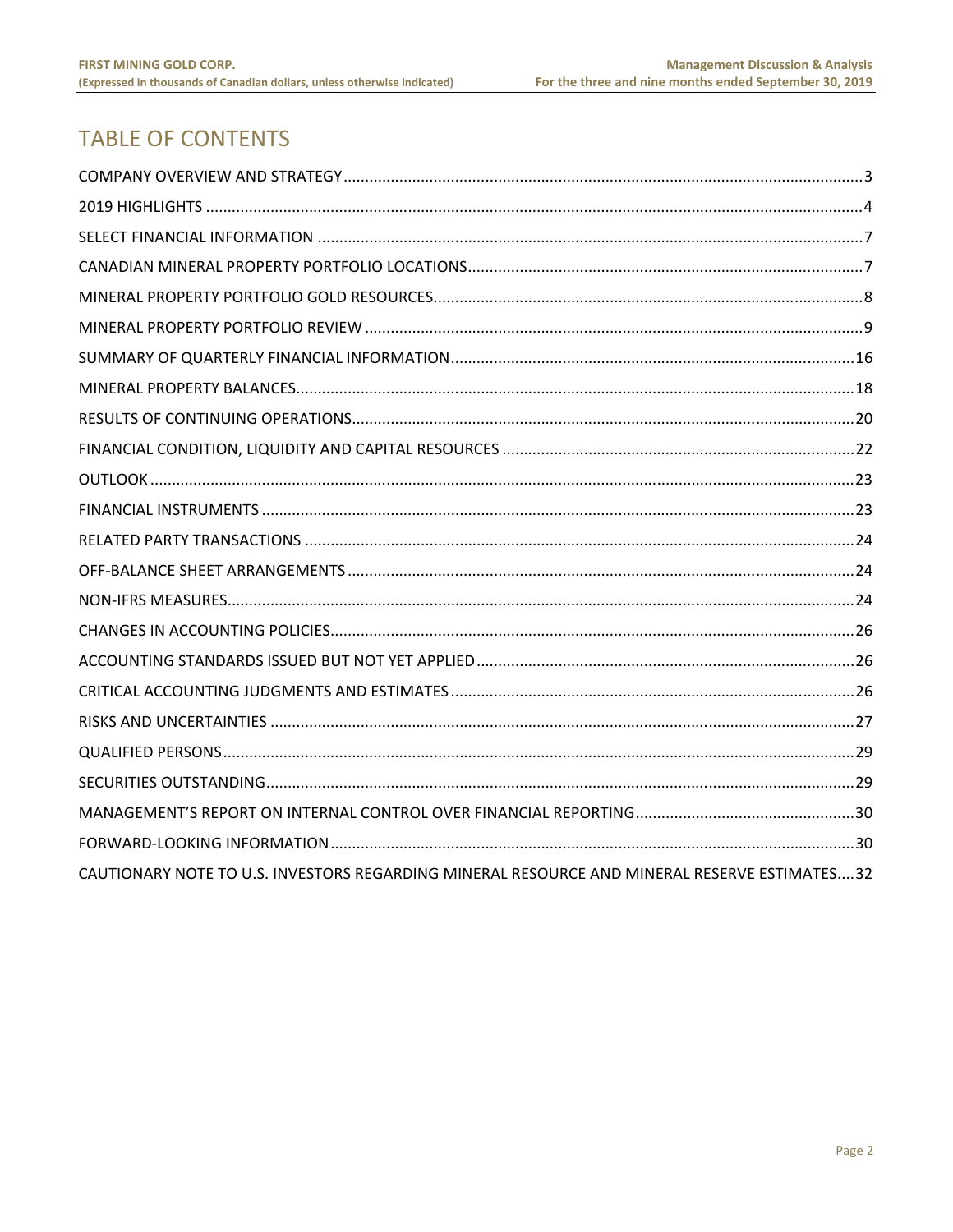# TABLE OF CONTENTS

COMPANY OVERVIEW AND STRATEGY .......... 3

2019 HIGHLIGHTS .......... 4

SELECT FINANCIAL INFORMATION .......... 7

CANADIAN MINERAL PROPERTY PORTFOLIO LOCATIONS .......... 7

MINERAL PROPERTY PORTFOLIO GOLD RESOURCES .......... 8

MINERAL PROPERTY PORTFOLIO REVIEW .......... 9

SUMMARY OF QUARTERLY FINANCIAL INFORMATION .......... 16

MINERAL PROPERTY BALANCES .......... 18

RESULTS OF CONTINUING OPERATIONS .......... 20

FINANCIAL CONDITION, LIQUIDITY AND CAPITAL RESOURCES .......... 22

OUTLOOK .......... 23

FINANCIAL INSTRUMENTS .......... 23

RELATED PARTY TRANSACTIONS .......... 24

OFF-BALANCE SHEET ARRANGEMENTS .......... 24

NON-IFRS MEASURES .......... 24

CHANGES IN ACCOUNTING POLICIES .......... 26

ACCOUNTING STANDARDS ISSUED BUT NOT YET APPLIED .......... 26

CRITICAL ACCOUNTING JUDGMENTS AND ESTIMATES .......... 26

RISKS AND UNCERTAINTIES .......... 27

QUALIFIED PERSONS .......... 29

SECURITIES OUTSTANDING .......... 29

MANAGEMENT'S REPORT ON INTERNAL CONTROL OVER FINANCIAL REPORTING .......... 30

FORWARD-LOOKING INFORMATION .......... 30

CAUTIONARY NOTE TO U.S. INVESTORS REGARDING MINERAL RESOURCE AND MINERAL RESERVE ESTIMATES .......... 32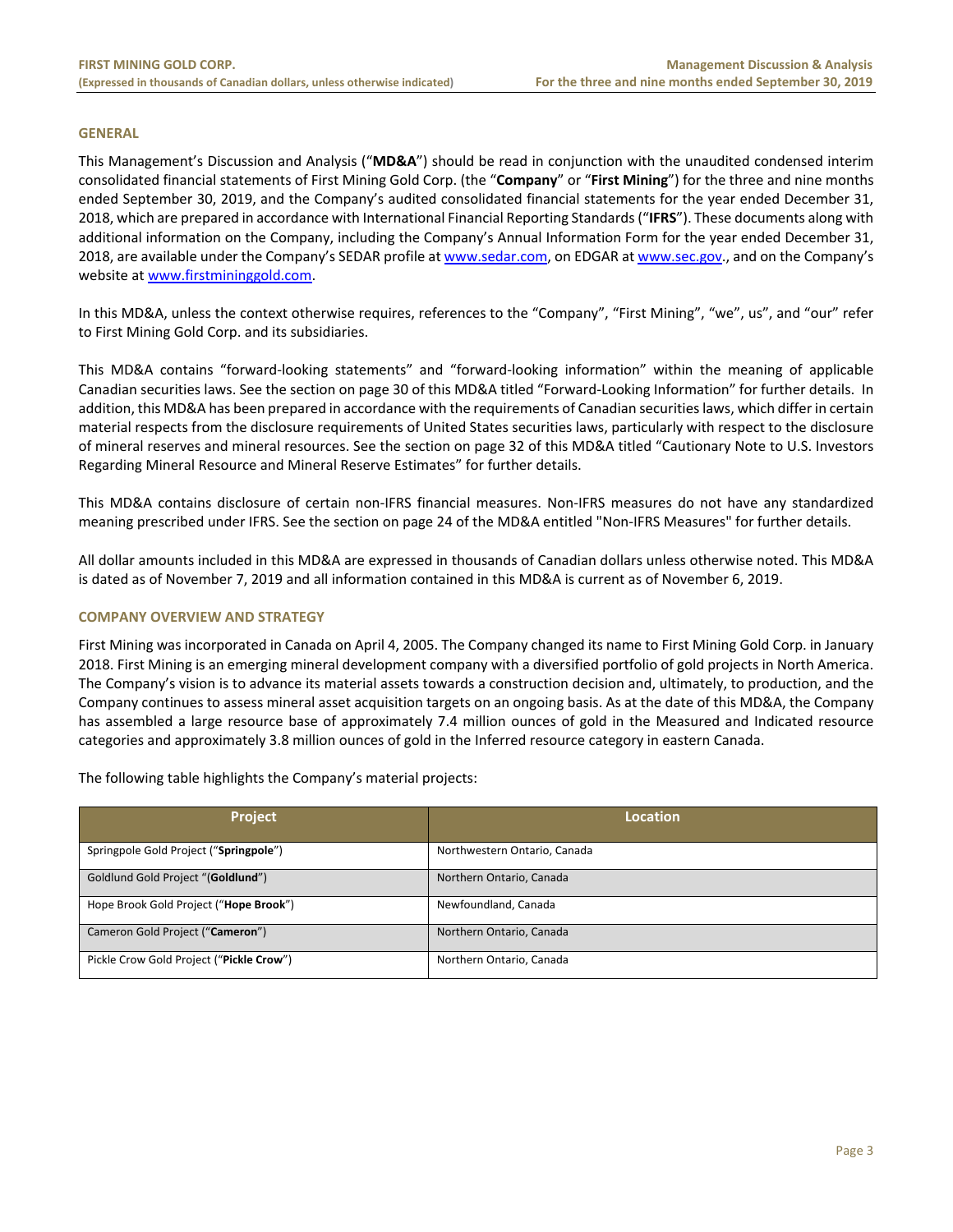## GENERAL

This Management's Discussion and Analysis ("**MD&A**") should be read in conjunction with the unaudited condensed interim consolidated financial statements of First Mining Gold Corp. (the "**Company**" or "**First Mining**") for the three and nine months ended September 30, 2019, and the Company's audited consolidated financial statements for the year ended December 31, 2018, which are prepared in accordance with International Financial Reporting Standards ("**IFRS**"). These documents along with additional information on the Company, including the Company's Annual Information Form for the year ended December 31, 2018, are available under the Company's SEDAR profile at www.sedar.com, on EDGAR at www.sec.gov., and on the Company's website at www.firstmininggold.com.

In this MD&A, unless the context otherwise requires, references to the "Company", "First Mining", "we", us", and "our" refer to First Mining Gold Corp. and its subsidiaries.

This MD&A contains "forward-looking statements" and "forward-looking information" within the meaning of applicable Canadian securities laws. See the section on page 30 of this MD&A titled "Forward-Looking Information" for further details. In addition, this MD&A has been prepared in accordance with the requirements of Canadian securities laws, which differ in certain material respects from the disclosure requirements of United States securities laws, particularly with respect to the disclosure of mineral reserves and mineral resources. See the section on page 32 of this MD&A titled "Cautionary Note to U.S. Investors Regarding Mineral Resource and Mineral Reserve Estimates" for further details.

This MD&A contains disclosure of certain non-IFRS financial measures. Non-IFRS measures do not have any standardized meaning prescribed under IFRS. See the section on page 24 of the MD&A entitled "Non-IFRS Measures" for further details.

All dollar amounts included in this MD&A are expressed in thousands of Canadian dollars unless otherwise noted. This MD&A is dated as of November 7, 2019 and all information contained in this MD&A is current as of November 6, 2019.

## COMPANY OVERVIEW AND STRATEGY

First Mining was incorporated in Canada on April 4, 2005. The Company changed its name to First Mining Gold Corp. in January 2018. First Mining is an emerging mineral development company with a diversified portfolio of gold projects in North America. The Company's vision is to advance its material assets towards a construction decision and, ultimately, to production, and the Company continues to assess mineral asset acquisition targets on an ongoing basis. As at the date of this MD&A, the Company has assembled a large resource base of approximately 7.4 million ounces of gold in the Measured and Indicated resource categories and approximately 3.8 million ounces of gold in the Inferred resource category in eastern Canada.

The following table highlights the Company's material projects:

| Project | Location |
|---|---|
| Springpole Gold Project ("**Springpole**") | Northwestern Ontario, Canada |
| Goldlund Gold Project "(**Goldlund**") | Northern Ontario, Canada |
| Hope Brook Gold Project ("**Hope Brook**") | Newfoundland, Canada |
| Cameron Gold Project ("**Cameron**") | Northern Ontario, Canada |
| Pickle Crow Gold Project ("**Pickle Crow**") | Northern Ontario, Canada |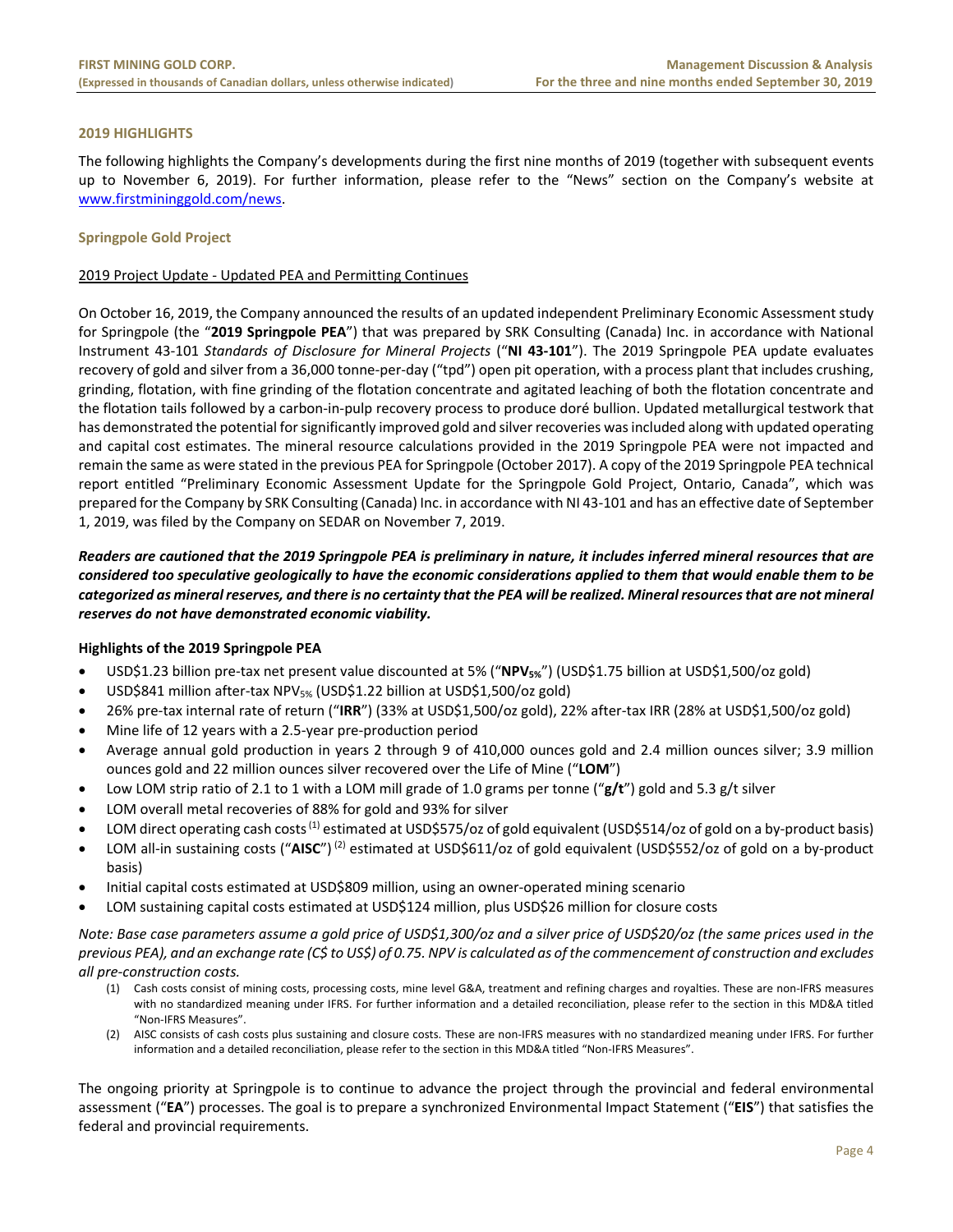## 2019 HIGHLIGHTS

The following highlights the Company's developments during the first nine months of 2019 (together with subsequent events up to November 6, 2019). For further information, please refer to the "News" section on the Company's website at www.firstmininggold.com/news.

### Springpole Gold Project

2019 Project Update - Updated PEA and Permitting Continues

On October 16, 2019, the Company announced the results of an updated independent Preliminary Economic Assessment study for Springpole (the "**2019 Springpole PEA**") that was prepared by SRK Consulting (Canada) Inc. in accordance with National Instrument 43-101 *Standards of Disclosure for Mineral Projects* ("**NI 43-101**"). The 2019 Springpole PEA update evaluates recovery of gold and silver from a 36,000 tonne-per-day ("tpd") open pit operation, with a process plant that includes crushing, grinding, flotation, with fine grinding of the flotation concentrate and agitated leaching of both the flotation concentrate and the flotation tails followed by a carbon-in-pulp recovery process to produce doré bullion. Updated metallurgical testwork that has demonstrated the potential for significantly improved gold and silver recoveries was included along with updated operating and capital cost estimates. The mineral resource calculations provided in the 2019 Springpole PEA were not impacted and remain the same as were stated in the previous PEA for Springpole (October 2017). A copy of the 2019 Springpole PEA technical report entitled "Preliminary Economic Assessment Update for the Springpole Gold Project, Ontario, Canada", which was prepared for the Company by SRK Consulting (Canada) Inc. in accordance with NI 43-101 and has an effective date of September 1, 2019, was filed by the Company on SEDAR on November 7, 2019.

***Readers are cautioned that the 2019 Springpole PEA is preliminary in nature, it includes inferred mineral resources that are considered too speculative geologically to have the economic considerations applied to them that would enable them to be categorized as mineral reserves, and there is no certainty that the PEA will be realized. Mineral resources that are not mineral reserves do not have demonstrated economic viability.***

**Highlights of the 2019 Springpole PEA**

- USD$1.23 billion pre-tax net present value discounted at 5% ("**$NPV_{5\%}$**") (USD$1.75 billion at USD$1,500/oz gold)
- USD$841 million after-tax $NPV_{5\%}$ (USD$1.22 billion at USD$1,500/oz gold)
- 26% pre-tax internal rate of return ("**IRR**") (33% at USD$1,500/oz gold), 22% after-tax IRR (28% at USD$1,500/oz gold)
- Mine life of 12 years with a 2.5-year pre-production period
- Average annual gold production in years 2 through 9 of 410,000 ounces gold and 2.4 million ounces silver; 3.9 million ounces gold and 22 million ounces silver recovered over the Life of Mine ("**LOM**")
- Low LOM strip ratio of 2.1 to 1 with a LOM mill grade of 1.0 grams per tonne ("**g/t**") gold and 5.3 g/t silver
- LOM overall metal recoveries of 88% for gold and 93% for silver
- LOM direct operating cash costs [(1)] estimated at USD$575/oz of gold equivalent (USD$514/oz of gold on a by-product basis)
- LOM all-in sustaining costs ("**AISC**") [(2)] estimated at USD$611/oz of gold equivalent (USD$552/oz of gold on a by-product basis)
- Initial capital costs estimated at USD$809 million, using an owner-operated mining scenario
- LOM sustaining capital costs estimated at USD$124 million, plus USD$26 million for closure costs

*Note: Base case parameters assume a gold price of USD$1,300/oz and a silver price of USD$20/oz (the same prices used in the previous PEA), and an exchange rate (C$ to US$) of 0.75. NPV is calculated as of the commencement of construction and excludes all pre-construction costs.*

(1) Cash costs consist of mining costs, processing costs, mine level G&A, treatment and refining charges and royalties. These are non-IFRS measures with no standardized meaning under IFRS. For further information and a detailed reconciliation, please refer to the section in this MD&A titled "Non-IFRS Measures".

(2) AISC consists of cash costs plus sustaining and closure costs. These are non-IFRS measures with no standardized meaning under IFRS. For further information and a detailed reconciliation, please refer to the section in this MD&A titled "Non-IFRS Measures".

The ongoing priority at Springpole is to continue to advance the project through the provincial and federal environmental assessment ("**EA**") processes. The goal is to prepare a synchronized Environmental Impact Statement ("**EIS**") that satisfies the federal and provincial requirements.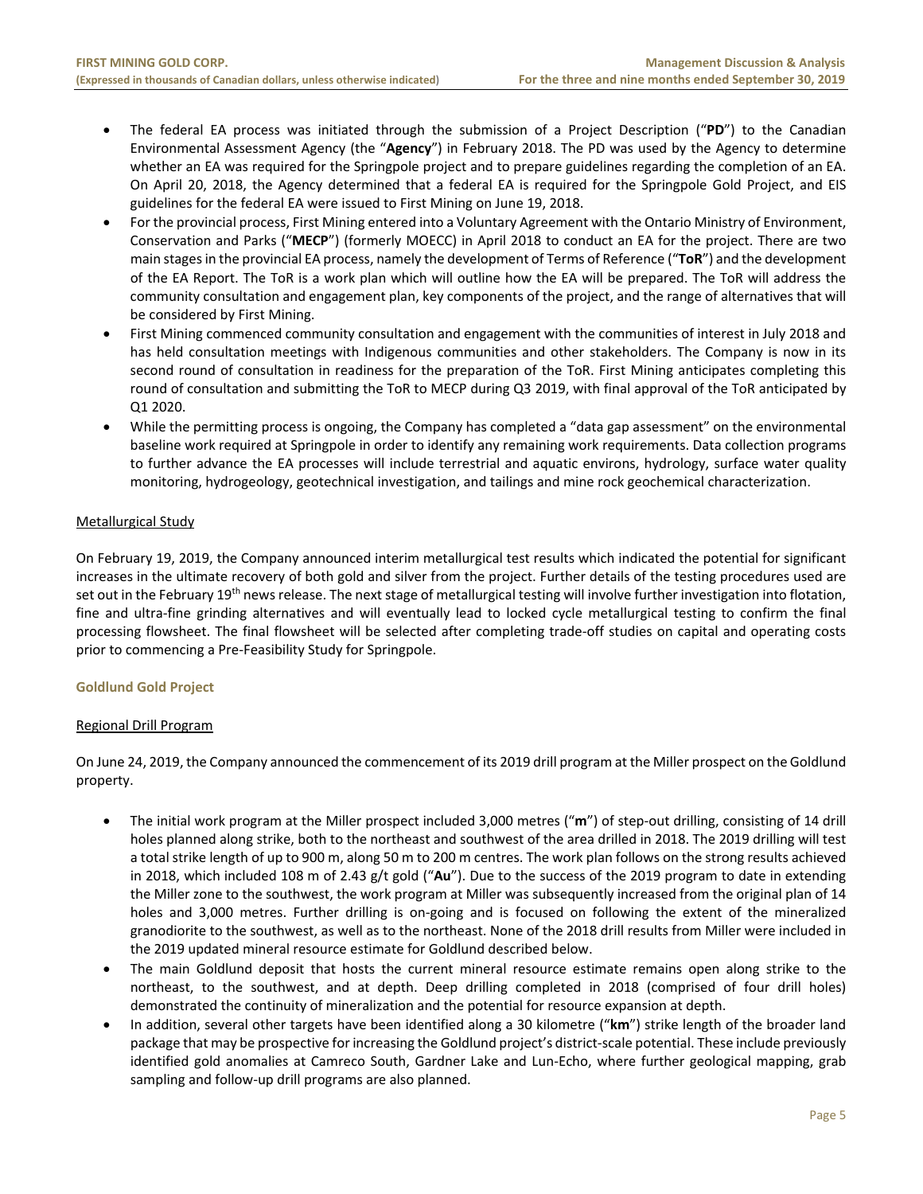- The federal EA process was initiated through the submission of a Project Description ("**PD**") to the Canadian Environmental Assessment Agency (the "**Agency**") in February 2018. The PD was used by the Agency to determine whether an EA was required for the Springpole project and to prepare guidelines regarding the completion of an EA. On April 20, 2018, the Agency determined that a federal EA is required for the Springpole Gold Project, and EIS guidelines for the federal EA were issued to First Mining on June 19, 2018.
- For the provincial process, First Mining entered into a Voluntary Agreement with the Ontario Ministry of Environment, Conservation and Parks ("**MECP**") (formerly MOECC) in April 2018 to conduct an EA for the project. There are two main stages in the provincial EA process, namely the development of Terms of Reference ("**ToR**") and the development of the EA Report. The ToR is a work plan which will outline how the EA will be prepared. The ToR will address the community consultation and engagement plan, key components of the project, and the range of alternatives that will be considered by First Mining.
- First Mining commenced community consultation and engagement with the communities of interest in July 2018 and has held consultation meetings with Indigenous communities and other stakeholders. The Company is now in its second round of consultation in readiness for the preparation of the ToR. First Mining anticipates completing this round of consultation and submitting the ToR to MECP during Q3 2019, with final approval of the ToR anticipated by Q1 2020.
- While the permitting process is ongoing, the Company has completed a "data gap assessment" on the environmental baseline work required at Springpole in order to identify any remaining work requirements. Data collection programs to further advance the EA processes will include terrestrial and aquatic environs, hydrology, surface water quality monitoring, hydrogeology, geotechnical investigation, and tailings and mine rock geochemical characterization.

#### Metallurgical Study

On February 19, 2019, the Company announced interim metallurgical test results which indicated the potential for significant increases in the ultimate recovery of both gold and silver from the project. Further details of the testing procedures used are set out in the February 19th news release. The next stage of metallurgical testing will involve further investigation into flotation, fine and ultra-fine grinding alternatives and will eventually lead to locked cycle metallurgical testing to confirm the final processing flowsheet. The final flowsheet will be selected after completing trade-off studies on capital and operating costs prior to commencing a Pre-Feasibility Study for Springpole.

### Goldlund Gold Project

#### Regional Drill Program

On June 24, 2019, the Company announced the commencement of its 2019 drill program at the Miller prospect on the Goldlund property.

- The initial work program at the Miller prospect included 3,000 metres ("**m**") of step-out drilling, consisting of 14 drill holes planned along strike, both to the northeast and southwest of the area drilled in 2018. The 2019 drilling will test a total strike length of up to 900 m, along 50 m to 200 m centres. The work plan follows on the strong results achieved in 2018, which included 108 m of 2.43 g/t gold ("**Au**"). Due to the success of the 2019 program to date in extending the Miller zone to the southwest, the work program at Miller was subsequently increased from the original plan of 14 holes and 3,000 metres. Further drilling is on-going and is focused on following the extent of the mineralized granodiorite to the southwest, as well as to the northeast. None of the 2018 drill results from Miller were included in the 2019 updated mineral resource estimate for Goldlund described below.
- The main Goldlund deposit that hosts the current mineral resource estimate remains open along strike to the northeast, to the southwest, and at depth. Deep drilling completed in 2018 (comprised of four drill holes) demonstrated the continuity of mineralization and the potential for resource expansion at depth.
- In addition, several other targets have been identified along a 30 kilometre ("**km**") strike length of the broader land package that may be prospective for increasing the Goldlund project's district-scale potential. These include previously identified gold anomalies at Camreco South, Gardner Lake and Lun-Echo, where further geological mapping, grab sampling and follow-up drill programs are also planned.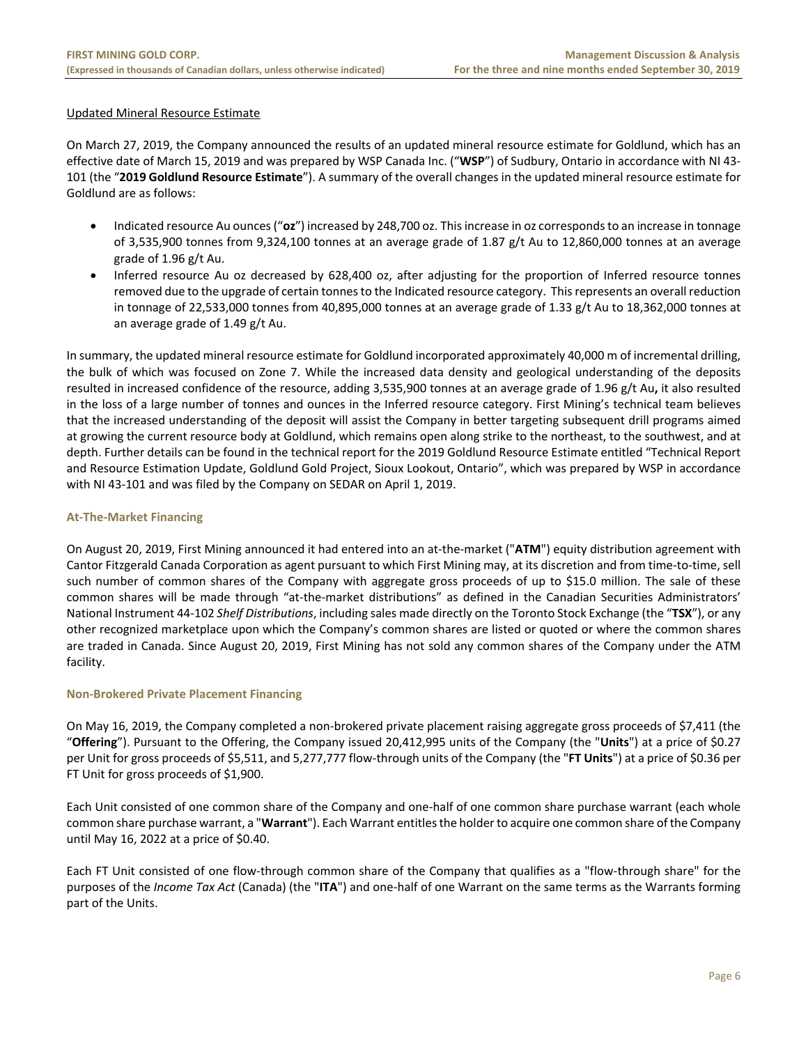Updated Mineral Resource Estimate

On March 27, 2019, the Company announced the results of an updated mineral resource estimate for Goldlund, which has an effective date of March 15, 2019 and was prepared by WSP Canada Inc. ("**WSP**") of Sudbury, Ontario in accordance with NI 43-101 (the "**2019 Goldlund Resource Estimate**"). A summary of the overall changes in the updated mineral resource estimate for Goldlund are as follows:

- Indicated resource Au ounces ("**oz**") increased by 248,700 oz. This increase in oz corresponds to an increase in tonnage of 3,535,900 tonnes from 9,324,100 tonnes at an average grade of 1.87 g/t Au to 12,860,000 tonnes at an average grade of 1.96 g/t Au.
- Inferred resource Au oz decreased by 628,400 oz, after adjusting for the proportion of Inferred resource tonnes removed due to the upgrade of certain tonnes to the Indicated resource category. This represents an overall reduction in tonnage of 22,533,000 tonnes from 40,895,000 tonnes at an average grade of 1.33 g/t Au to 18,362,000 tonnes at an average grade of 1.49 g/t Au.

In summary, the updated mineral resource estimate for Goldlund incorporated approximately 40,000 m of incremental drilling, the bulk of which was focused on Zone 7. While the increased data density and geological understanding of the deposits resulted in increased confidence of the resource, adding 3,535,900 tonnes at an average grade of 1.96 g/t Au**,** it also resulted in the loss of a large number of tonnes and ounces in the Inferred resource category. First Mining's technical team believes that the increased understanding of the deposit will assist the Company in better targeting subsequent drill programs aimed at growing the current resource body at Goldlund, which remains open along strike to the northeast, to the southwest, and at depth. Further details can be found in the technical report for the 2019 Goldlund Resource Estimate entitled "Technical Report and Resource Estimation Update, Goldlund Gold Project, Sioux Lookout, Ontario", which was prepared by WSP in accordance with NI 43-101 and was filed by the Company on SEDAR on April 1, 2019.

### At-The-Market Financing

On August 20, 2019, First Mining announced it had entered into an at-the-market ("**ATM**") equity distribution agreement with Cantor Fitzgerald Canada Corporation as agent pursuant to which First Mining may, at its discretion and from time-to-time, sell such number of common shares of the Company with aggregate gross proceeds of up to $15.0 million. The sale of these common shares will be made through "at-the-market distributions" as defined in the Canadian Securities Administrators' National Instrument 44-102 *Shelf Distributions*, including sales made directly on the Toronto Stock Exchange (the "**TSX**"), or any other recognized marketplace upon which the Company's common shares are listed or quoted or where the common shares are traded in Canada. Since August 20, 2019, First Mining has not sold any common shares of the Company under the ATM facility.

### Non-Brokered Private Placement Financing

On May 16, 2019, the Company completed a non-brokered private placement raising aggregate gross proceeds of $7,411 (the "**Offering**"). Pursuant to the Offering, the Company issued 20,412,995 units of the Company (the "**Units**") at a price of $0.27 per Unit for gross proceeds of $5,511, and 5,277,777 flow-through units of the Company (the "**FT Units**") at a price of $0.36 per FT Unit for gross proceeds of $1,900.

Each Unit consisted of one common share of the Company and one-half of one common share purchase warrant (each whole common share purchase warrant, a "**Warrant**"). Each Warrant entitles the holder to acquire one common share of the Company until May 16, 2022 at a price of $0.40.

Each FT Unit consisted of one flow-through common share of the Company that qualifies as a "flow-through share" for the purposes of the *Income Tax Act* (Canada) (the "**ITA**") and one-half of one Warrant on the same terms as the Warrants forming part of the Units.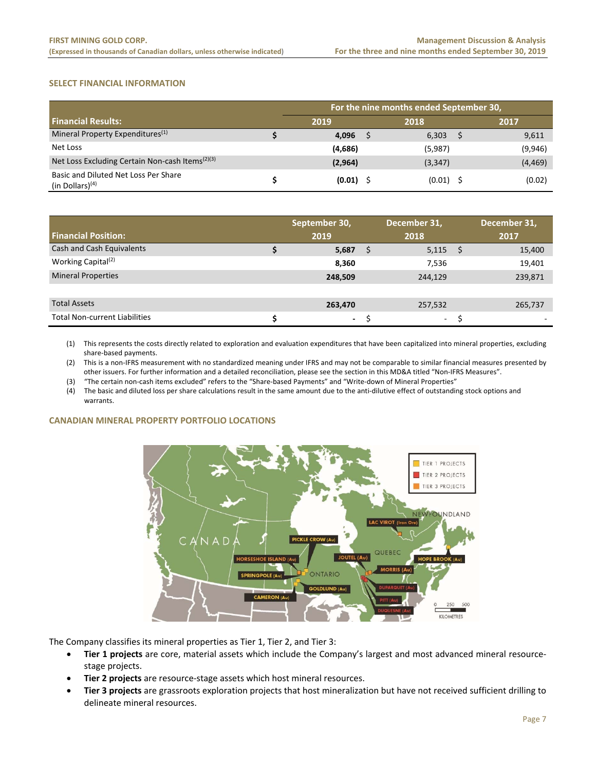## SELECT FINANCIAL INFORMATION

| | For the nine months ended September 30, | | |
|---|---|---|---|
| **Financial Results:** | **2019** | **2018** | **2017** |
| Mineral Property Expenditures[(1)] | $ **4,096** | $ 6,303 | $ 9,611 |
| Net Loss | **(4,686)** | (5,987) | (9,946) |
| Net Loss Excluding Certain Non-cash Items[(2)(3)] | **(2,964)** | (3,347) | (4,469) |
| Basic and Diluted Net Loss Per Share (in Dollars)[(4)] | $ **(0.01)** | $ (0.01) | $ (0.02) |

| **Financial Position:** | **September 30, 2019** | **December 31, 2018** | **December 31, 2017** |
|---|---|---|---|
| Cash and Cash Equivalents | $ **5,687** | $ 5,115 | $ 15,400 |
| Working Capital[(2)] | **8,360** | 7,536 | 19,401 |
| Mineral Properties | **248,509** | 244,129 | 239,871 |
| | | | |
| Total Assets | **263,470** | 257,532 | 265,737 |
| Total Non-current Liabilities | $ **-** | $ - | $ - |

(1) This represents the costs directly related to exploration and evaluation expenditures that have been capitalized into mineral properties, excluding share-based payments.

(2) This is a non-IFRS measurement with no standardized meaning under IFRS and may not be comparable to similar financial measures presented by other issuers. For further information and a detailed reconciliation, please see the section in this MD&A titled "Non-IFRS Measures".

(3) "The certain non-cash items excluded" refers to the "Share-based Payments" and "Write-down of Mineral Properties"

(4) The basic and diluted loss per share calculations result in the same amount due to the anti-dilutive effect of outstanding stock options and warrants.

## CANADIAN MINERAL PROPERTY PORTFOLIO LOCATIONS

The Company classifies its mineral properties as Tier 1, Tier 2, and Tier 3:

- **Tier 1 projects** are core, material assets which include the Company's largest and most advanced mineral resource-stage projects.
- **Tier 2 projects** are resource-stage assets which host mineral resources.
- **Tier 3 projects** are grassroots exploration projects that host mineralization but have not received sufficient drilling to delineate mineral resources.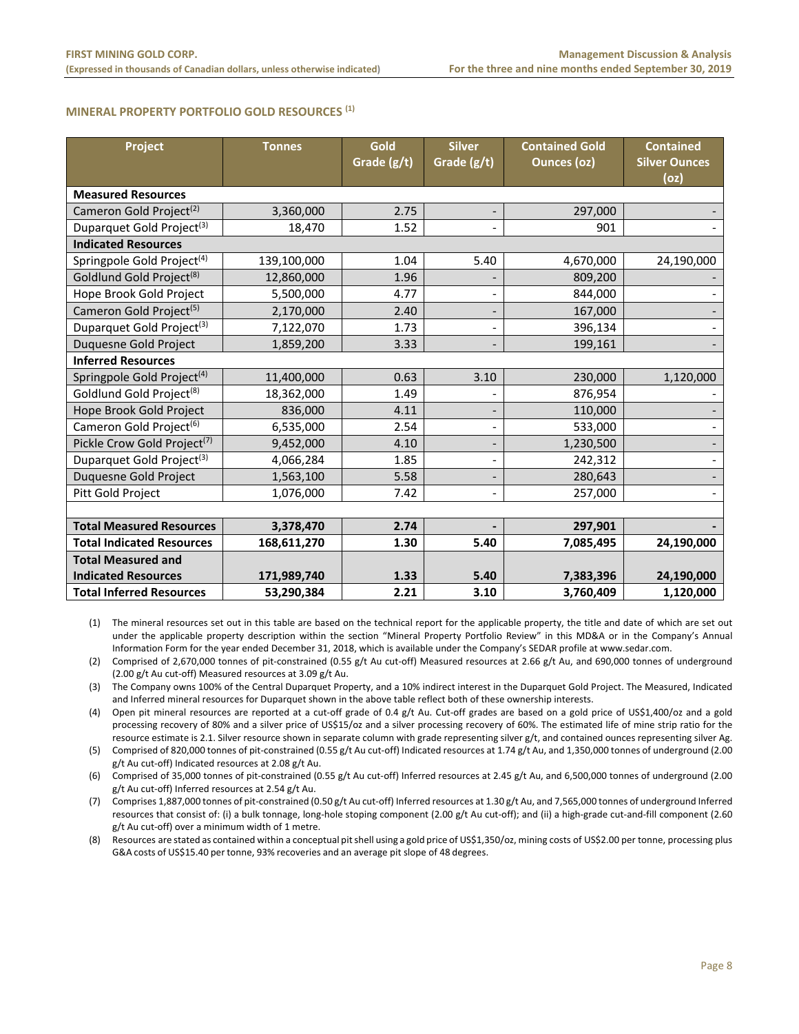## MINERAL PROPERTY PORTFOLIO GOLD RESOURCES [1]

| Project | Tonnes | Gold Grade (g/t) | Silver Grade (g/t) | Contained Gold Ounces (oz) | Contained Silver Ounces (oz) |
|---|---|---|---|---|---|
| **Measured Resources** | | | | | |
| Cameron Gold Project[2] | 3,360,000 | 2.75 | - | 297,000 | - |
| Duparquet Gold Project[3] | 18,470 | 1.52 | - | 901 | - |
| **Indicated Resources** | | | | | |
| Springpole Gold Project[4] | 139,100,000 | 1.04 | 5.40 | 4,670,000 | 24,190,000 |
| Goldlund Gold Project[8] | 12,860,000 | 1.96 | - | 809,200 | - |
| Hope Brook Gold Project | 5,500,000 | 4.77 | - | 844,000 | - |
| Cameron Gold Project[5] | 2,170,000 | 2.40 | - | 167,000 | - |
| Duparquet Gold Project[3] | 7,122,070 | 1.73 | - | 396,134 | - |
| Duquesne Gold Project | 1,859,200 | 3.33 | - | 199,161 | - |
| **Inferred Resources** | | | | | |
| Springpole Gold Project[4] | 11,400,000 | 0.63 | 3.10 | 230,000 | 1,120,000 |
| Goldlund Gold Project[8] | 18,362,000 | 1.49 | - | 876,954 | - |
| Hope Brook Gold Project | 836,000 | 4.11 | - | 110,000 | - |
| Cameron Gold Project[6] | 6,535,000 | 2.54 | - | 533,000 | - |
| Pickle Crow Gold Project[7] | 9,452,000 | 4.10 | - | 1,230,500 | - |
| Duparquet Gold Project[3] | 4,066,284 | 1.85 | - | 242,312 | - |
| Duquesne Gold Project | 1,563,100 | 5.58 | - | 280,643 | - |
| Pitt Gold Project | 1,076,000 | 7.42 | - | 257,000 | - |
| | | | | | |
| **Total Measured Resources** | **3,378,470** | **2.74** | **-** | **297,901** | **-** |
| **Total Indicated Resources** | **168,611,270** | **1.30** | **5.40** | **7,085,495** | **24,190,000** |
| **Total Measured and Indicated Resources** | **171,989,740** | **1.33** | **5.40** | **7,383,396** | **24,190,000** |
| **Total Inferred Resources** | **53,290,384** | **2.21** | **3.10** | **3,760,409** | **1,120,000** |

(1) The mineral resources set out in this table are based on the technical report for the applicable property, the title and date of which are set out under the applicable property description within the section "Mineral Property Portfolio Review" in this MD&A or in the Company's Annual Information Form for the year ended December 31, 2018, which is available under the Company's SEDAR profile at www.sedar.com.

(2) Comprised of 2,670,000 tonnes of pit-constrained (0.55 g/t Au cut-off) Measured resources at 2.66 g/t Au, and 690,000 tonnes of underground (2.00 g/t Au cut-off) Measured resources at 3.09 g/t Au.

(3) The Company owns 100% of the Central Duparquet Property, and a 10% indirect interest in the Duparquet Gold Project. The Measured, Indicated and Inferred mineral resources for Duparquet shown in the above table reflect both of these ownership interests.

(4) Open pit mineral resources are reported at a cut-off grade of 0.4 g/t Au. Cut-off grades are based on a gold price of US$1,400/oz and a gold processing recovery of 80% and a silver price of US$15/oz and a silver processing recovery of 60%. The estimated life of mine strip ratio for the resource estimate is 2.1. Silver resource shown in separate column with grade representing silver g/t, and contained ounces representing silver Ag.

(5) Comprised of 820,000 tonnes of pit-constrained (0.55 g/t Au cut-off) Indicated resources at 1.74 g/t Au, and 1,350,000 tonnes of underground (2.00 g/t Au cut-off) Indicated resources at 2.08 g/t Au.

(6) Comprised of 35,000 tonnes of pit-constrained (0.55 g/t Au cut-off) Inferred resources at 2.45 g/t Au, and 6,500,000 tonnes of underground (2.00 g/t Au cut-off) Inferred resources at 2.54 g/t Au.

(7) Comprises 1,887,000 tonnes of pit-constrained (0.50 g/t Au cut-off) Inferred resources at 1.30 g/t Au, and 7,565,000 tonnes of underground Inferred resources that consist of: (i) a bulk tonnage, long-hole stoping component (2.00 g/t Au cut-off); and (ii) a high-grade cut-and-fill component (2.60 g/t Au cut-off) over a minimum width of 1 metre.

(8) Resources are stated as contained within a conceptual pit shell using a gold price of US$1,350/oz, mining costs of US$2.00 per tonne, processing plus G&A costs of US$15.40 per tonne, 93% recoveries and an average pit slope of 48 degrees.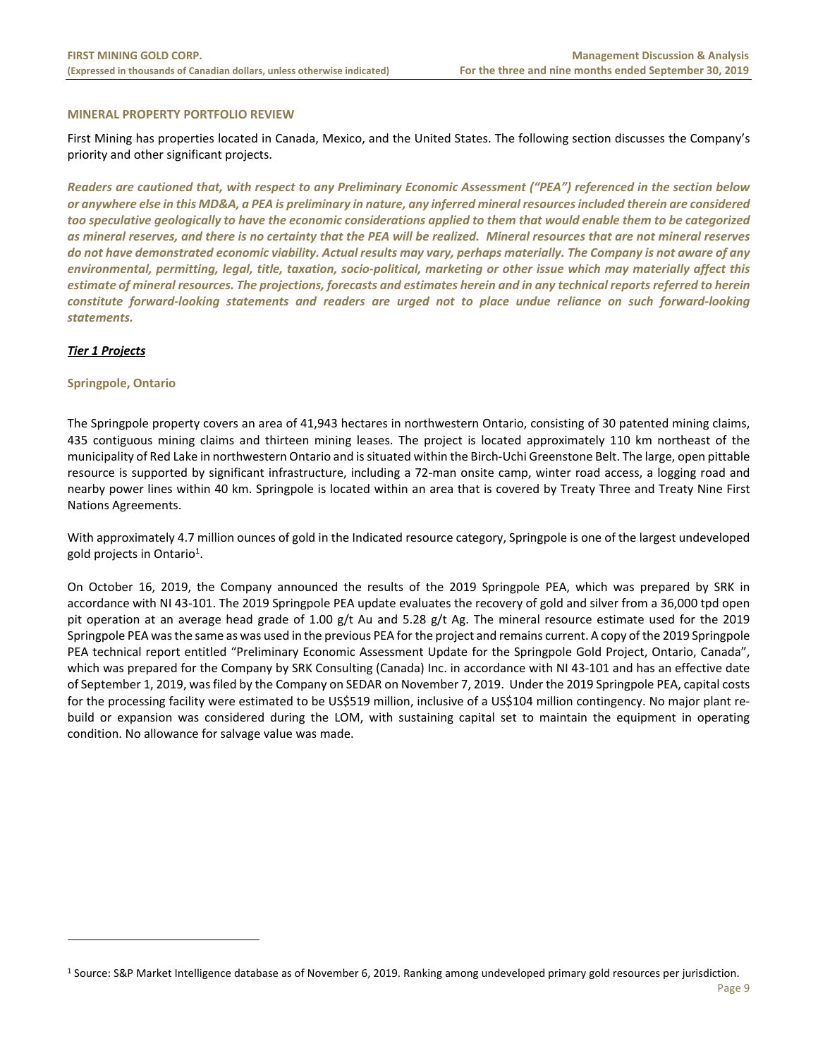## MINERAL PROPERTY PORTFOLIO REVIEW

First Mining has properties located in Canada, Mexico, and the United States. The following section discusses the Company's priority and other significant projects.

***Readers are cautioned that, with respect to any Preliminary Economic Assessment ("PEA") referenced in the section below or anywhere else in this MD&A, a PEA is preliminary in nature, any inferred mineral resources included therein are considered too speculative geologically to have the economic considerations applied to them that would enable them to be categorized as mineral reserves, and there is no certainty that the PEA will be realized. Mineral resources that are not mineral reserves do not have demonstrated economic viability. Actual results may vary, perhaps materially. The Company is not aware of any environmental, permitting, legal, title, taxation, socio-political, marketing or other issue which may materially affect this estimate of mineral resources. The projections, forecasts and estimates herein and in any technical reports referred to herein constitute forward-looking statements and readers are urged not to place undue reliance on such forward-looking statements.***

### *Tier 1 Projects*

#### Springpole, Ontario

The Springpole property covers an area of 41,943 hectares in northwestern Ontario, consisting of 30 patented mining claims, 435 contiguous mining claims and thirteen mining leases. The project is located approximately 110 km northeast of the municipality of Red Lake in northwestern Ontario and is situated within the Birch-Uchi Greenstone Belt. The large, open pittable resource is supported by significant infrastructure, including a 72-man onsite camp, winter road access, a logging road and nearby power lines within 40 km. Springpole is located within an area that is covered by Treaty Three and Treaty Nine First Nations Agreements.

With approximately 4.7 million ounces of gold in the Indicated resource category, Springpole is one of the largest undeveloped gold projects in Ontario[1].

On October 16, 2019, the Company announced the results of the 2019 Springpole PEA, which was prepared by SRK in accordance with NI 43-101. The 2019 Springpole PEA update evaluates the recovery of gold and silver from a 36,000 tpd open pit operation at an average head grade of 1.00 g/t Au and 5.28 g/t Ag. The mineral resource estimate used for the 2019 Springpole PEA was the same as was used in the previous PEA for the project and remains current. A copy of the 2019 Springpole PEA technical report entitled "Preliminary Economic Assessment Update for the Springpole Gold Project, Ontario, Canada", which was prepared for the Company by SRK Consulting (Canada) Inc. in accordance with NI 43-101 and has an effective date of September 1, 2019, was filed by the Company on SEDAR on November 7, 2019. Under the 2019 Springpole PEA, capital costs for the processing facility were estimated to be US$519 million, inclusive of a US$104 million contingency. No major plant re-build or expansion was considered during the LOM, with sustaining capital set to maintain the equipment in operating condition. No allowance for salvage value was made.

---

[1] Source: S&P Market Intelligence database as of November 6, 2019. Ranking among undeveloped primary gold resources per jurisdiction.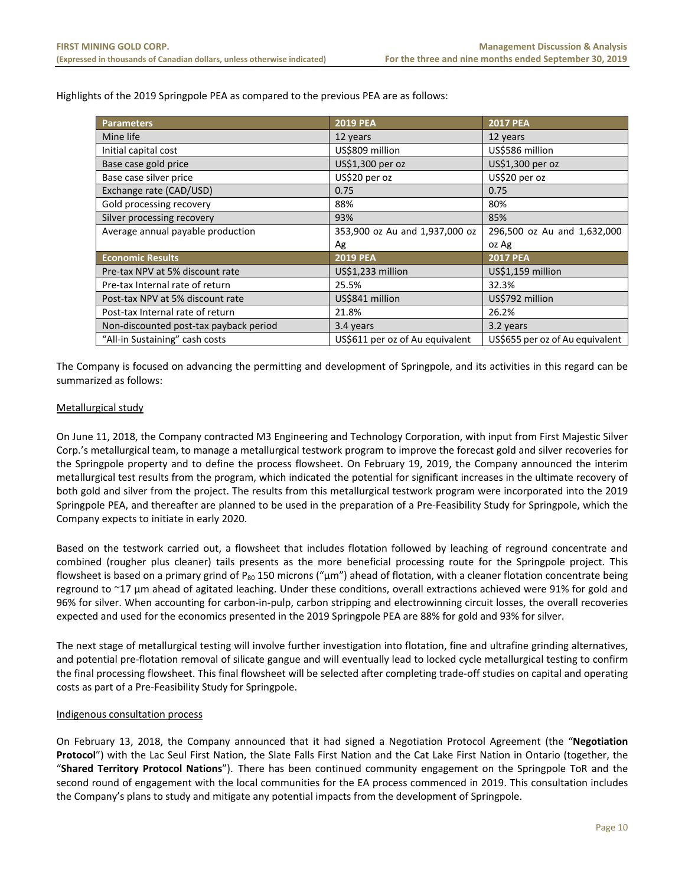Highlights of the 2019 Springpole PEA as compared to the previous PEA are as follows:

| Parameters | 2019 PEA | 2017 PEA |
|---|---|---|
| Mine life | 12 years | 12 years |
| Initial capital cost | US$809 million | US$586 million |
| Base case gold price | US$1,300 per oz | US$1,300 per oz |
| Base case silver price | US$20 per oz | US$20 per oz |
| Exchange rate (CAD/USD) | 0.75 | 0.75 |
| Gold processing recovery | 88% | 80% |
| Silver processing recovery | 93% | 85% |
| Average annual payable production | 353,900 oz Au and 1,937,000 oz Ag | 296,500 oz Au and 1,632,000 oz Ag |
| **Economic Results** | **2019 PEA** | **2017 PEA** |
| Pre-tax NPV at 5% discount rate | US$1,233 million | US$1,159 million |
| Pre-tax Internal rate of return | 25.5% | 32.3% |
| Post-tax NPV at 5% discount rate | US$841 million | US$792 million |
| Post-tax Internal rate of return | 21.8% | 26.2% |
| Non-discounted post-tax payback period | 3.4 years | 3.2 years |
| "All-in Sustaining" cash costs | US$611 per oz of Au equivalent | US$655 per oz of Au equivalent |

The Company is focused on advancing the permitting and development of Springpole, and its activities in this regard can be summarized as follows:

Metallurgical study

On June 11, 2018, the Company contracted M3 Engineering and Technology Corporation, with input from First Majestic Silver Corp.'s metallurgical team, to manage a metallurgical testwork program to improve the forecast gold and silver recoveries for the Springpole property and to define the process flowsheet. On February 19, 2019, the Company announced the interim metallurgical test results from the program, which indicated the potential for significant increases in the ultimate recovery of both gold and silver from the project. The results from this metallurgical testwork program were incorporated into the 2019 Springpole PEA, and thereafter are planned to be used in the preparation of a Pre-Feasibility Study for Springpole, which the Company expects to initiate in early 2020.

Based on the testwork carried out, a flowsheet that includes flotation followed by leaching of reground concentrate and combined (rougher plus cleaner) tails presents as the more beneficial processing route for the Springpole project. This flowsheet is based on a primary grind of $P_{80}$ 150 microns ("µm") ahead of flotation, with a cleaner flotation concentrate being reground to ~17 µm ahead of agitated leaching. Under these conditions, overall extractions achieved were 91% for gold and 96% for silver. When accounting for carbon-in-pulp, carbon stripping and electrowinning circuit losses, the overall recoveries expected and used for the economics presented in the 2019 Springpole PEA are 88% for gold and 93% for silver.

The next stage of metallurgical testing will involve further investigation into flotation, fine and ultrafine grinding alternatives, and potential pre-flotation removal of silicate gangue and will eventually lead to locked cycle metallurgical testing to confirm the final processing flowsheet. This final flowsheet will be selected after completing trade-off studies on capital and operating costs as part of a Pre-Feasibility Study for Springpole.

Indigenous consultation process

On February 13, 2018, the Company announced that it had signed a Negotiation Protocol Agreement (the "**Negotiation Protocol**") with the Lac Seul First Nation, the Slate Falls First Nation and the Cat Lake First Nation in Ontario (together, the "**Shared Territory Protocol Nations**"). There has been continued community engagement on the Springpole ToR and the second round of engagement with the local communities for the EA process commenced in 2019. This consultation includes the Company's plans to study and mitigate any potential impacts from the development of Springpole.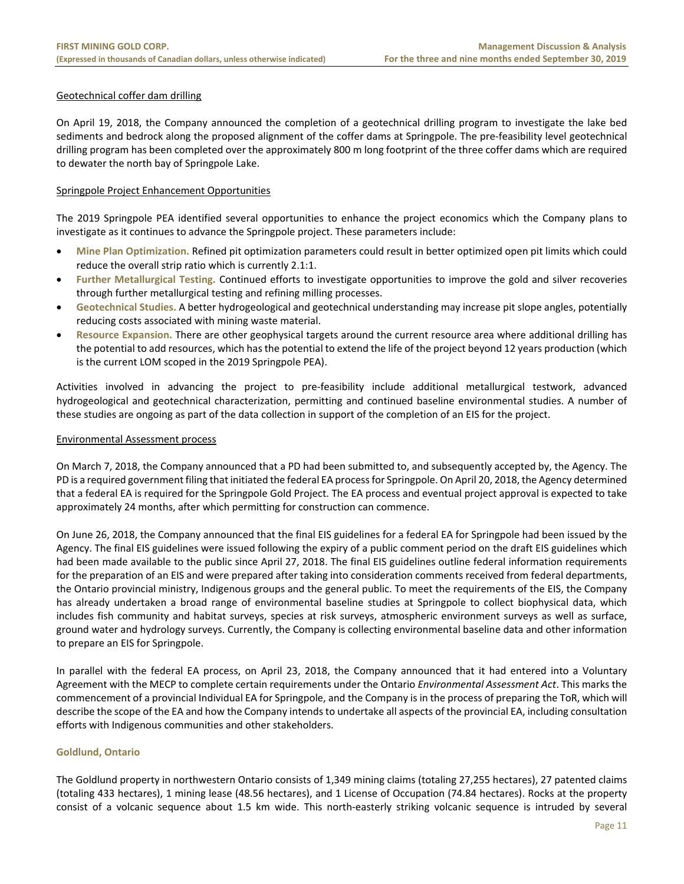Geotechnical coffer dam drilling

On April 19, 2018, the Company announced the completion of a geotechnical drilling program to investigate the lake bed sediments and bedrock along the proposed alignment of the coffer dams at Springpole. The pre-feasibility level geotechnical drilling program has been completed over the approximately 800 m long footprint of the three coffer dams which are required to dewater the north bay of Springpole Lake.

Springpole Project Enhancement Opportunities

The 2019 Springpole PEA identified several opportunities to enhance the project economics which the Company plans to investigate as it continues to advance the Springpole project. These parameters include:

- **Mine Plan Optimization.** Refined pit optimization parameters could result in better optimized open pit limits which could reduce the overall strip ratio which is currently 2.1:1.
- **Further Metallurgical Testing.** Continued efforts to investigate opportunities to improve the gold and silver recoveries through further metallurgical testing and refining milling processes.
- **Geotechnical Studies.** A better hydrogeological and geotechnical understanding may increase pit slope angles, potentially reducing costs associated with mining waste material.
- **Resource Expansion.** There are other geophysical targets around the current resource area where additional drilling has the potential to add resources, which has the potential to extend the life of the project beyond 12 years production (which is the current LOM scoped in the 2019 Springpole PEA).

Activities involved in advancing the project to pre-feasibility include additional metallurgical testwork, advanced hydrogeological and geotechnical characterization, permitting and continued baseline environmental studies. A number of these studies are ongoing as part of the data collection in support of the completion of an EIS for the project.

Environmental Assessment process

On March 7, 2018, the Company announced that a PD had been submitted to, and subsequently accepted by, the Agency. The PD is a required government filing that initiated the federal EA process for Springpole. On April 20, 2018, the Agency determined that a federal EA is required for the Springpole Gold Project. The EA process and eventual project approval is expected to take approximately 24 months, after which permitting for construction can commence.

On June 26, 2018, the Company announced that the final EIS guidelines for a federal EA for Springpole had been issued by the Agency. The final EIS guidelines were issued following the expiry of a public comment period on the draft EIS guidelines which had been made available to the public since April 27, 2018. The final EIS guidelines outline federal information requirements for the preparation of an EIS and were prepared after taking into consideration comments received from federal departments, the Ontario provincial ministry, Indigenous groups and the general public. To meet the requirements of the EIS, the Company has already undertaken a broad range of environmental baseline studies at Springpole to collect biophysical data, which includes fish community and habitat surveys, species at risk surveys, atmospheric environment surveys as well as surface, ground water and hydrology surveys. Currently, the Company is collecting environmental baseline data and other information to prepare an EIS for Springpole.

In parallel with the federal EA process, on April 23, 2018, the Company announced that it had entered into a Voluntary Agreement with the MECP to complete certain requirements under the Ontario *Environmental Assessment Act*. This marks the commencement of a provincial Individual EA for Springpole, and the Company is in the process of preparing the ToR, which will describe the scope of the EA and how the Company intends to undertake all aspects of the provincial EA, including consultation efforts with Indigenous communities and other stakeholders.

### Goldlund, Ontario

The Goldlund property in northwestern Ontario consists of 1,349 mining claims (totaling 27,255 hectares), 27 patented claims (totaling 433 hectares), 1 mining lease (48.56 hectares), and 1 License of Occupation (74.84 hectares). Rocks at the property consist of a volcanic sequence about 1.5 km wide. This north-easterly striking volcanic sequence is intruded by several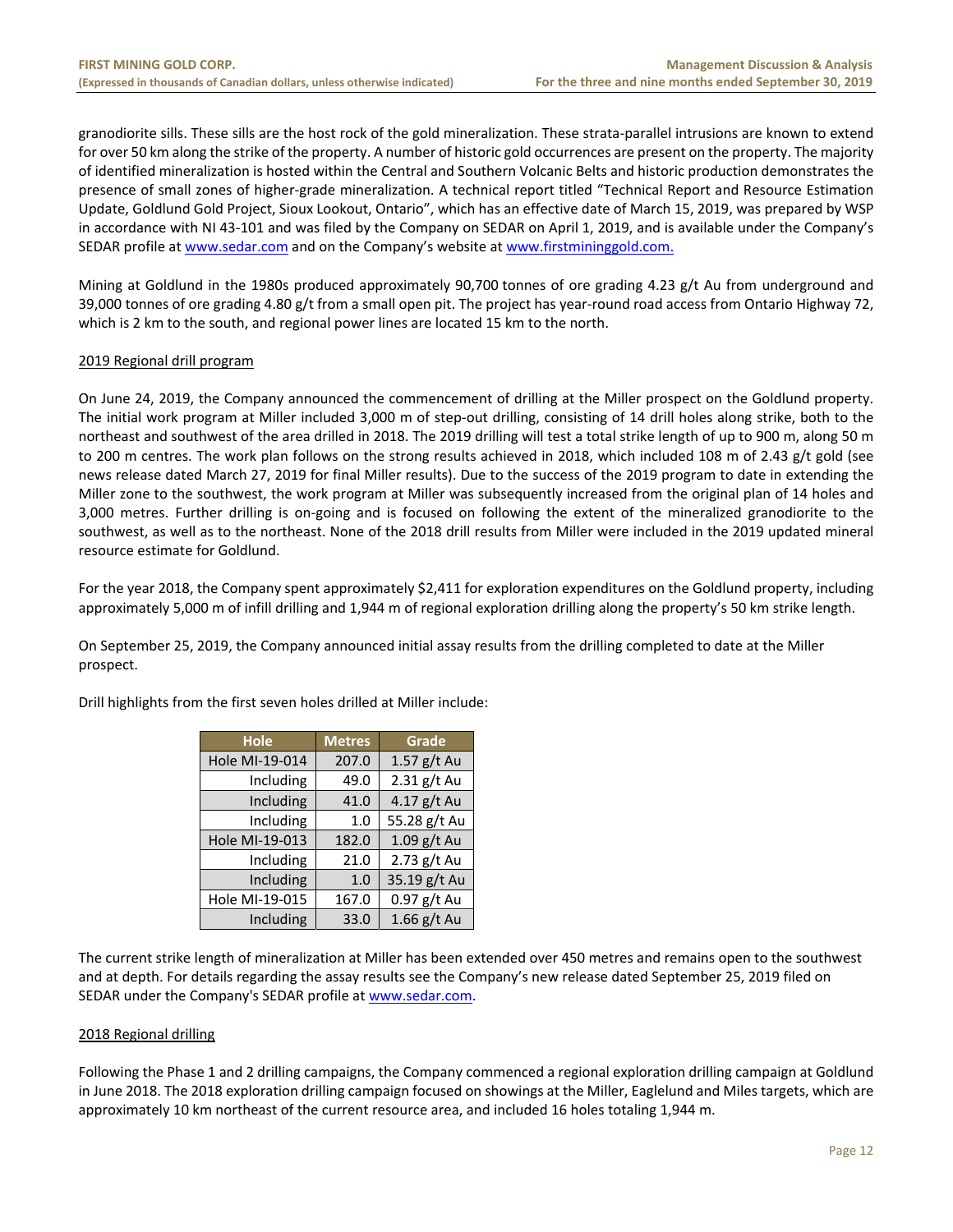granodiorite sills. These sills are the host rock of the gold mineralization. These strata-parallel intrusions are known to extend for over 50 km along the strike of the property. A number of historic gold occurrences are present on the property. The majority of identified mineralization is hosted within the Central and Southern Volcanic Belts and historic production demonstrates the presence of small zones of higher-grade mineralization. A technical report titled "Technical Report and Resource Estimation Update, Goldlund Gold Project, Sioux Lookout, Ontario", which has an effective date of March 15, 2019, was prepared by WSP in accordance with NI 43-101 and was filed by the Company on SEDAR on April 1, 2019, and is available under the Company's SEDAR profile at www.sedar.com and on the Company's website at www.firstmininggold.com.

Mining at Goldlund in the 1980s produced approximately 90,700 tonnes of ore grading 4.23 g/t Au from underground and 39,000 tonnes of ore grading 4.80 g/t from a small open pit. The project has year-round road access from Ontario Highway 72, which is 2 km to the south, and regional power lines are located 15 km to the north.

## 2019 Regional drill program

On June 24, 2019, the Company announced the commencement of drilling at the Miller prospect on the Goldlund property. The initial work program at Miller included 3,000 m of step-out drilling, consisting of 14 drill holes along strike, both to the northeast and southwest of the area drilled in 2018. The 2019 drilling will test a total strike length of up to 900 m, along 50 m to 200 m centres. The work plan follows on the strong results achieved in 2018, which included 108 m of 2.43 g/t gold (see news release dated March 27, 2019 for final Miller results). Due to the success of the 2019 program to date in extending the Miller zone to the southwest, the work program at Miller was subsequently increased from the original plan of 14 holes and 3,000 metres. Further drilling is on-going and is focused on following the extent of the mineralized granodiorite to the southwest, as well as to the northeast. None of the 2018 drill results from Miller were included in the 2019 updated mineral resource estimate for Goldlund.

For the year 2018, the Company spent approximately $2,411 for exploration expenditures on the Goldlund property, including approximately 5,000 m of infill drilling and 1,944 m of regional exploration drilling along the property's 50 km strike length.

On September 25, 2019, the Company announced initial assay results from the drilling completed to date at the Miller prospect.

Drill highlights from the first seven holes drilled at Miller include:

| Hole | Metres | Grade |
|---|---|---|
| Hole MI-19-014 | 207.0 | 1.57 g/t Au |
| Including | 49.0 | 2.31 g/t Au |
| Including | 41.0 | 4.17 g/t Au |
| Including | 1.0 | 55.28 g/t Au |
| Hole MI-19-013 | 182.0 | 1.09 g/t Au |
| Including | 21.0 | 2.73 g/t Au |
| Including | 1.0 | 35.19 g/t Au |
| Hole MI-19-015 | 167.0 | 0.97 g/t Au |
| Including | 33.0 | 1.66 g/t Au |

The current strike length of mineralization at Miller has been extended over 450 metres and remains open to the southwest and at depth. For details regarding the assay results see the Company's new release dated September 25, 2019 filed on SEDAR under the Company's SEDAR profile at www.sedar.com.

## 2018 Regional drilling

Following the Phase 1 and 2 drilling campaigns, the Company commenced a regional exploration drilling campaign at Goldlund in June 2018. The 2018 exploration drilling campaign focused on showings at the Miller, Eaglelund and Miles targets, which are approximately 10 km northeast of the current resource area, and included 16 holes totaling 1,944 m.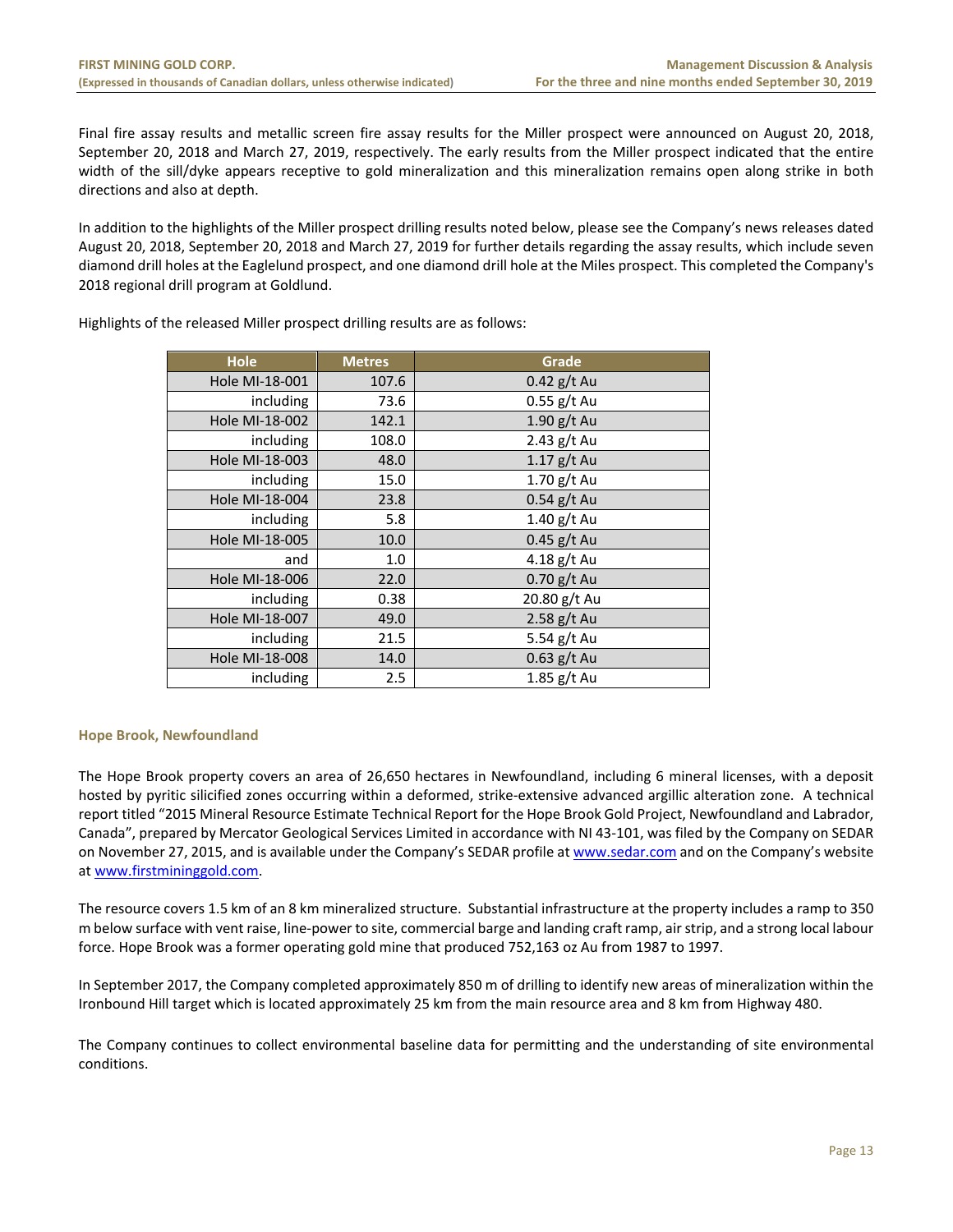Final fire assay results and metallic screen fire assay results for the Miller prospect were announced on August 20, 2018, September 20, 2018 and March 27, 2019, respectively. The early results from the Miller prospect indicated that the entire width of the sill/dyke appears receptive to gold mineralization and this mineralization remains open along strike in both directions and also at depth.

In addition to the highlights of the Miller prospect drilling results noted below, please see the Company's news releases dated August 20, 2018, September 20, 2018 and March 27, 2019 for further details regarding the assay results, which include seven diamond drill holes at the Eaglelund prospect, and one diamond drill hole at the Miles prospect. This completed the Company's 2018 regional drill program at Goldlund.

Highlights of the released Miller prospect drilling results are as follows:

| Hole | Metres | Grade |
|---:|---:|:---:|
| Hole MI-18-001 | 107.6 | 0.42 g/t Au |
| including | 73.6 | 0.55 g/t Au |
| Hole MI-18-002 | 142.1 | 1.90 g/t Au |
| including | 108.0 | 2.43 g/t Au |
| Hole MI-18-003 | 48.0 | 1.17 g/t Au |
| including | 15.0 | 1.70 g/t Au |
| Hole MI-18-004 | 23.8 | 0.54 g/t Au |
| including | 5.8 | 1.40 g/t Au |
| Hole MI-18-005 | 10.0 | 0.45 g/t Au |
| and | 1.0 | 4.18 g/t Au |
| Hole MI-18-006 | 22.0 | 0.70 g/t Au |
| including | 0.38 | 20.80 g/t Au |
| Hole MI-18-007 | 49.0 | 2.58 g/t Au |
| including | 21.5 | 5.54 g/t Au |
| Hole MI-18-008 | 14.0 | 0.63 g/t Au |
| including | 2.5 | 1.85 g/t Au |

### Hope Brook, Newfoundland

The Hope Brook property covers an area of 26,650 hectares in Newfoundland, including 6 mineral licenses, with a deposit hosted by pyritic silicified zones occurring within a deformed, strike-extensive advanced argillic alteration zone. A technical report titled "2015 Mineral Resource Estimate Technical Report for the Hope Brook Gold Project, Newfoundland and Labrador, Canada", prepared by Mercator Geological Services Limited in accordance with NI 43-101, was filed by the Company on SEDAR on November 27, 2015, and is available under the Company's SEDAR profile at www.sedar.com and on the Company's website at www.firstmininggold.com.

The resource covers 1.5 km of an 8 km mineralized structure. Substantial infrastructure at the property includes a ramp to 350 m below surface with vent raise, line-power to site, commercial barge and landing craft ramp, air strip, and a strong local labour force. Hope Brook was a former operating gold mine that produced 752,163 oz Au from 1987 to 1997.

In September 2017, the Company completed approximately 850 m of drilling to identify new areas of mineralization within the Ironbound Hill target which is located approximately 25 km from the main resource area and 8 km from Highway 480.

The Company continues to collect environmental baseline data for permitting and the understanding of site environmental conditions.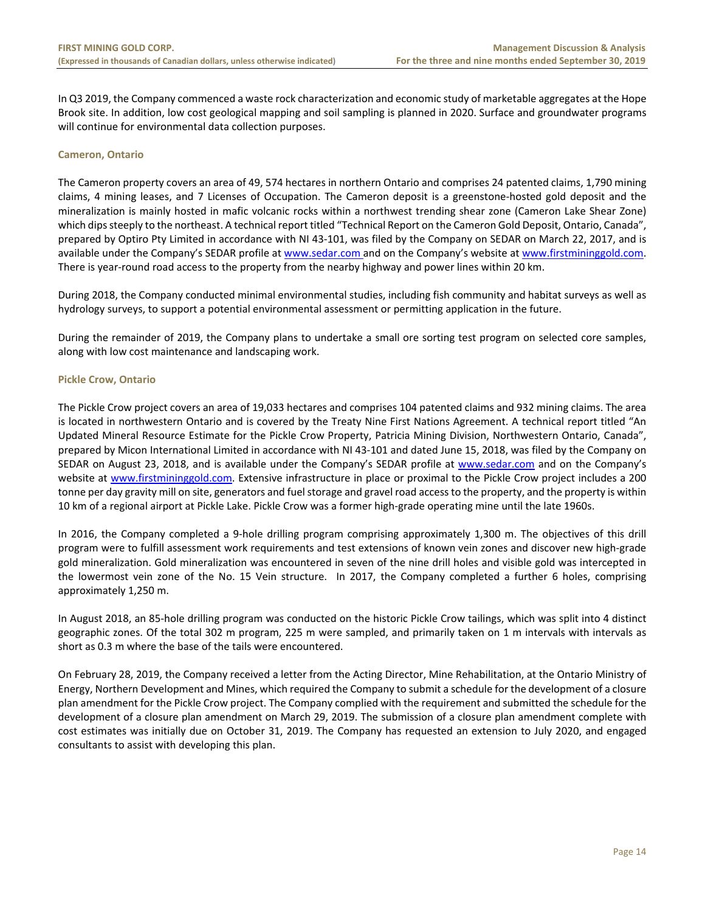In Q3 2019, the Company commenced a waste rock characterization and economic study of marketable aggregates at the Hope Brook site. In addition, low cost geological mapping and soil sampling is planned in 2020. Surface and groundwater programs will continue for environmental data collection purposes.

### Cameron, Ontario

The Cameron property covers an area of 49, 574 hectares in northern Ontario and comprises 24 patented claims, 1,790 mining claims, 4 mining leases, and 7 Licenses of Occupation. The Cameron deposit is a greenstone-hosted gold deposit and the mineralization is mainly hosted in mafic volcanic rocks within a northwest trending shear zone (Cameron Lake Shear Zone) which dips steeply to the northeast. A technical report titled "Technical Report on the Cameron Gold Deposit, Ontario, Canada", prepared by Optiro Pty Limited in accordance with NI 43-101, was filed by the Company on SEDAR on March 22, 2017, and is available under the Company's SEDAR profile at www.sedar.com and on the Company's website at www.firstmininggold.com. There is year-round road access to the property from the nearby highway and power lines within 20 km.

During 2018, the Company conducted minimal environmental studies, including fish community and habitat surveys as well as hydrology surveys, to support a potential environmental assessment or permitting application in the future.

During the remainder of 2019, the Company plans to undertake a small ore sorting test program on selected core samples, along with low cost maintenance and landscaping work.

### Pickle Crow, Ontario

The Pickle Crow project covers an area of 19,033 hectares and comprises 104 patented claims and 932 mining claims. The area is located in northwestern Ontario and is covered by the Treaty Nine First Nations Agreement. A technical report titled "An Updated Mineral Resource Estimate for the Pickle Crow Property, Patricia Mining Division, Northwestern Ontario, Canada", prepared by Micon International Limited in accordance with NI 43-101 and dated June 15, 2018, was filed by the Company on SEDAR on August 23, 2018, and is available under the Company's SEDAR profile at www.sedar.com and on the Company's website at www.firstmininggold.com. Extensive infrastructure in place or proximal to the Pickle Crow project includes a 200 tonne per day gravity mill on site, generators and fuel storage and gravel road access to the property, and the property is within 10 km of a regional airport at Pickle Lake. Pickle Crow was a former high-grade operating mine until the late 1960s.

In 2016, the Company completed a 9-hole drilling program comprising approximately 1,300 m. The objectives of this drill program were to fulfill assessment work requirements and test extensions of known vein zones and discover new high-grade gold mineralization. Gold mineralization was encountered in seven of the nine drill holes and visible gold was intercepted in the lowermost vein zone of the No. 15 Vein structure. In 2017, the Company completed a further 6 holes, comprising approximately 1,250 m.

In August 2018, an 85-hole drilling program was conducted on the historic Pickle Crow tailings, which was split into 4 distinct geographic zones. Of the total 302 m program, 225 m were sampled, and primarily taken on 1 m intervals with intervals as short as 0.3 m where the base of the tails were encountered.

On February 28, 2019, the Company received a letter from the Acting Director, Mine Rehabilitation, at the Ontario Ministry of Energy, Northern Development and Mines, which required the Company to submit a schedule for the development of a closure plan amendment for the Pickle Crow project. The Company complied with the requirement and submitted the schedule for the development of a closure plan amendment on March 29, 2019. The submission of a closure plan amendment complete with cost estimates was initially due on October 31, 2019. The Company has requested an extension to July 2020, and engaged consultants to assist with developing this plan.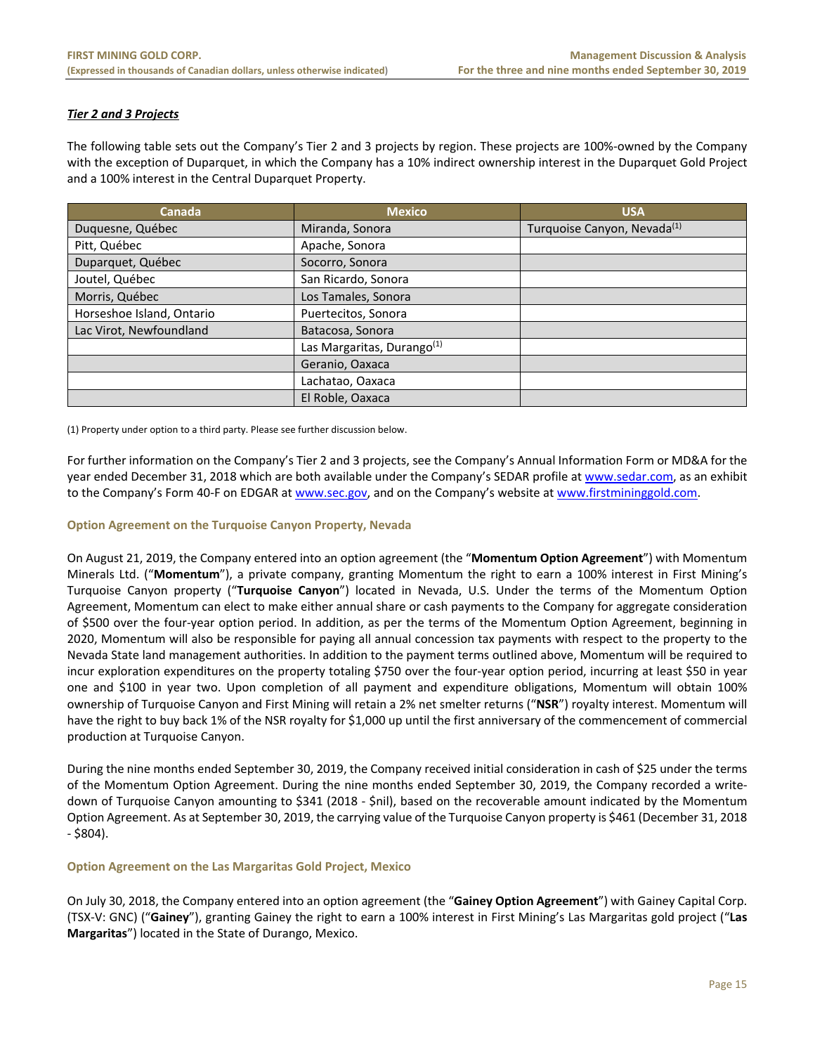### ***Tier 2 and 3 Projects***

The following table sets out the Company's Tier 2 and 3 projects by region. These projects are 100%-owned by the Company with the exception of Duparquet, in which the Company has a 10% indirect ownership interest in the Duparquet Gold Project and a 100% interest in the Central Duparquet Property.

| Canada | Mexico | USA |
|---|---|---|
| Duquesne, Québec | Miranda, Sonora | Turquoise Canyon, Nevada(1) |
| Pitt, Québec | Apache, Sonora | |
| Duparquet, Québec | Socorro, Sonora | |
| Joutel, Québec | San Ricardo, Sonora | |
| Morris, Québec | Los Tamales, Sonora | |
| Horseshoe Island, Ontario | Puertecitos, Sonora | |
| Lac Virot, Newfoundland | Batacosa, Sonora | |
| | Las Margaritas, Durango(1) | |
| | Geranio, Oaxaca | |
| | Lachatao, Oaxaca | |
| | El Roble, Oaxaca | |

(1) Property under option to a third party. Please see further discussion below.

For further information on the Company's Tier 2 and 3 projects, see the Company's Annual Information Form or MD&A for the year ended December 31, 2018 which are both available under the Company's SEDAR profile at www.sedar.com, as an exhibit to the Company's Form 40-F on EDGAR at www.sec.gov, and on the Company's website at www.firstmininggold.com.

#### Option Agreement on the Turquoise Canyon Property, Nevada

On August 21, 2019, the Company entered into an option agreement (the "**Momentum Option Agreement**") with Momentum Minerals Ltd. ("**Momentum**"), a private company, granting Momentum the right to earn a 100% interest in First Mining's Turquoise Canyon property ("**Turquoise Canyon**") located in Nevada, U.S. Under the terms of the Momentum Option Agreement, Momentum can elect to make either annual share or cash payments to the Company for aggregate consideration of $500 over the four-year option period. In addition, as per the terms of the Momentum Option Agreement, beginning in 2020, Momentum will also be responsible for paying all annual concession tax payments with respect to the property to the Nevada State land management authorities. In addition to the payment terms outlined above, Momentum will be required to incur exploration expenditures on the property totaling $750 over the four-year option period, incurring at least $50 in year one and $100 in year two. Upon completion of all payment and expenditure obligations, Momentum will obtain 100% ownership of Turquoise Canyon and First Mining will retain a 2% net smelter returns ("**NSR**") royalty interest. Momentum will have the right to buy back 1% of the NSR royalty for $1,000 up until the first anniversary of the commencement of commercial production at Turquoise Canyon.

During the nine months ended September 30, 2019, the Company received initial consideration in cash of $25 under the terms of the Momentum Option Agreement. During the nine months ended September 30, 2019, the Company recorded a write-down of Turquoise Canyon amounting to $341 (2018 - $nil), based on the recoverable amount indicated by the Momentum Option Agreement. As at September 30, 2019, the carrying value of the Turquoise Canyon property is $461 (December 31, 2018 - $804).

#### Option Agreement on the Las Margaritas Gold Project, Mexico

On July 30, 2018, the Company entered into an option agreement (the "**Gainey Option Agreement**") with Gainey Capital Corp. (TSX-V: GNC) ("**Gainey**"), granting Gainey the right to earn a 100% interest in First Mining's Las Margaritas gold project ("**Las Margaritas**") located in the State of Durango, Mexico.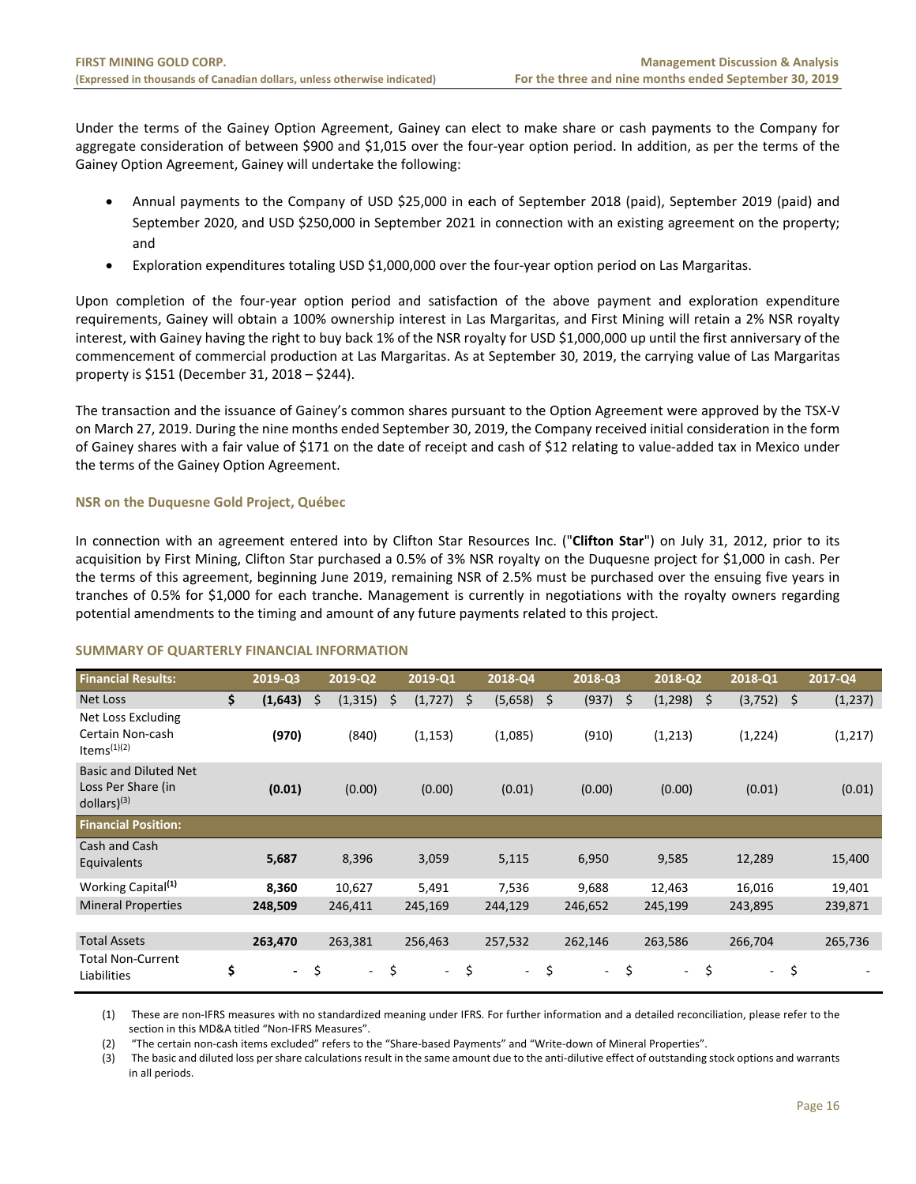Under the terms of the Gainey Option Agreement, Gainey can elect to make share or cash payments to the Company for aggregate consideration of between $900 and $1,015 over the four-year option period. In addition, as per the terms of the Gainey Option Agreement, Gainey will undertake the following:

- Annual payments to the Company of USD $25,000 in each of September 2018 (paid), September 2019 (paid) and September 2020, and USD $250,000 in September 2021 in connection with an existing agreement on the property; and
- Exploration expenditures totaling USD $1,000,000 over the four-year option period on Las Margaritas.

Upon completion of the four-year option period and satisfaction of the above payment and exploration expenditure requirements, Gainey will obtain a 100% ownership interest in Las Margaritas, and First Mining will retain a 2% NSR royalty interest, with Gainey having the right to buy back 1% of the NSR royalty for USD $1,000,000 up until the first anniversary of the commencement of commercial production at Las Margaritas. As at September 30, 2019, the carrying value of Las Margaritas property is $151 (December 31, 2018 – $244).

The transaction and the issuance of Gainey's common shares pursuant to the Option Agreement were approved by the TSX-V on March 27, 2019. During the nine months ended September 30, 2019, the Company received initial consideration in the form of Gainey shares with a fair value of $171 on the date of receipt and cash of $12 relating to value-added tax in Mexico under the terms of the Gainey Option Agreement.

### NSR on the Duquesne Gold Project, Québec

In connection with an agreement entered into by Clifton Star Resources Inc. ("**Clifton Star**") on July 31, 2012, prior to its acquisition by First Mining, Clifton Star purchased a 0.5% of 3% NSR royalty on the Duquesne project for $1,000 in cash. Per the terms of this agreement, beginning June 2019, remaining NSR of 2.5% must be purchased over the ensuing five years in tranches of 0.5% for $1,000 for each tranche. Management is currently in negotiations with the royalty owners regarding potential amendments to the timing and amount of any future payments related to this project.

## SUMMARY OF QUARTERLY FINANCIAL INFORMATION

| Financial Results: | 2019-Q3 | 2019-Q2 | 2019-Q1 | 2018-Q4 | 2018-Q3 | 2018-Q2 | 2018-Q1 | 2017-Q4 |
|---|---|---|---|---|---|---|---|---|
| Net Loss | **$ (1,643)** | $ (1,315) | $ (1,727) | $ (5,658) | $ (937) | $ (1,298) | $ (3,752) | $ (1,237) |
| Net Loss Excluding Certain Non-cash Items[(1)(2)] | **(970)** | (840) | (1,153) | (1,085) | (910) | (1,213) | (1,224) | (1,217) |
| Basic and Diluted Net Loss Per Share (in dollars)[(3)] | **(0.01)** | (0.00) | (0.00) | (0.01) | (0.00) | (0.00) | (0.01) | (0.01) |
| **Financial Position:** | | | | | | | | |
| Cash and Cash Equivalents | **5,687** | 8,396 | 3,059 | 5,115 | 6,950 | 9,585 | 12,289 | 15,400 |
| Working Capital[(1)] | **8,360** | 10,627 | 5,491 | 7,536 | 9,688 | 12,463 | 16,016 | 19,401 |
| Mineral Properties | **248,509** | 246,411 | 245,169 | 244,129 | 246,652 | 245,199 | 243,895 | 239,871 |
| Total Assets | **263,470** | 263,381 | 256,463 | 257,532 | 262,146 | 263,586 | 266,704 | 265,736 |
| Total Non-Current Liabilities | **$ -** | $ - | $ - | $ - | $ - | $ - | $ - | $ - |

(1) These are non-IFRS measures with no standardized meaning under IFRS. For further information and a detailed reconciliation, please refer to the section in this MD&A titled "Non-IFRS Measures".

(2) "The certain non-cash items excluded" refers to the "Share-based Payments" and "Write-down of Mineral Properties".

(3) The basic and diluted loss per share calculations result in the same amount due to the anti-dilutive effect of outstanding stock options and warrants in all periods.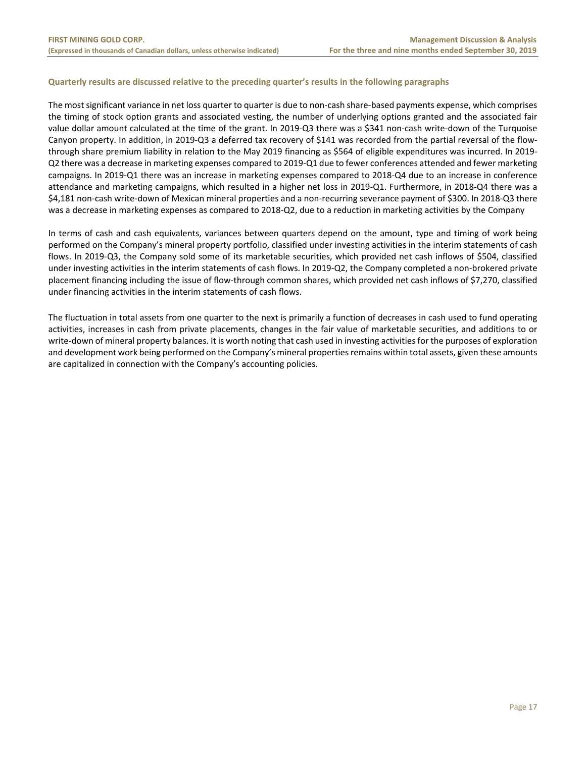### Quarterly results are discussed relative to the preceding quarter's results in the following paragraphs

The most significant variance in net loss quarter to quarter is due to non-cash share-based payments expense, which comprises the timing of stock option grants and associated vesting, the number of underlying options granted and the associated fair value dollar amount calculated at the time of the grant. In 2019-Q3 there was a $341 non-cash write-down of the Turquoise Canyon property. In addition, in 2019-Q3 a deferred tax recovery of $141 was recorded from the partial reversal of the flow-through share premium liability in relation to the May 2019 financing as $564 of eligible expenditures was incurred. In 2019-Q2 there was a decrease in marketing expenses compared to 2019-Q1 due to fewer conferences attended and fewer marketing campaigns. In 2019-Q1 there was an increase in marketing expenses compared to 2018-Q4 due to an increase in conference attendance and marketing campaigns, which resulted in a higher net loss in 2019-Q1. Furthermore, in 2018-Q4 there was a $4,181 non-cash write-down of Mexican mineral properties and a non-recurring severance payment of $300. In 2018-Q3 there was a decrease in marketing expenses as compared to 2018-Q2, due to a reduction in marketing activities by the Company

In terms of cash and cash equivalents, variances between quarters depend on the amount, type and timing of work being performed on the Company's mineral property portfolio, classified under investing activities in the interim statements of cash flows. In 2019-Q3, the Company sold some of its marketable securities, which provided net cash inflows of $504, classified under investing activities in the interim statements of cash flows. In 2019-Q2, the Company completed a non-brokered private placement financing including the issue of flow-through common shares, which provided net cash inflows of $7,270, classified under financing activities in the interim statements of cash flows.

The fluctuation in total assets from one quarter to the next is primarily a function of decreases in cash used to fund operating activities, increases in cash from private placements, changes in the fair value of marketable securities, and additions to or write-down of mineral property balances. It is worth noting that cash used in investing activities for the purposes of exploration and development work being performed on the Company's mineral properties remains within total assets, given these amounts are capitalized in connection with the Company's accounting policies.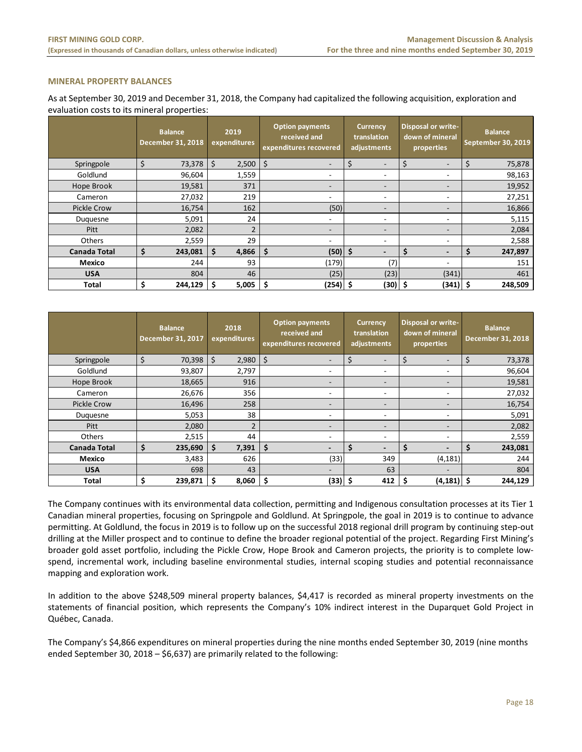### MINERAL PROPERTY BALANCES

As at September 30, 2019 and December 31, 2018, the Company had capitalized the following acquisition, exploration and evaluation costs to its mineral properties:

| | Balance December 31, 2018 | 2019 expenditures | Option payments received and expenditures recovered | Currency translation adjustments | Disposal or write-down of mineral properties | Balance September 30, 2019 |
|---|---|---|---|---|---|---|
| Springpole | $ 73,378 | $ 2,500 | $ - | $ - | $ - | $ 75,878 |
| Goldlund | 96,604 | 1,559 | - | - | - | 98,163 |
| Hope Brook | 19,581 | 371 | - | - | - | 19,952 |
| Cameron | 27,032 | 219 | - | - | - | 27,251 |
| Pickle Crow | 16,754 | 162 | (50) | - | - | 16,866 |
| Duquesne | 5,091 | 24 | - | - | - | 5,115 |
| Pitt | 2,082 | 2 | - | - | - | 2,084 |
| Others | 2,559 | 29 | - | - | - | 2,588 |
| **Canada Total** | **$ 243,081** | **$ 4,866** | **$ (50)** | **$ -** | **$ -** | **$ 247,897** |
| **Mexico** | 244 | 93 | (179) | (7) | - | 151 |
| **USA** | 804 | 46 | (25) | (23) | (341) | 461 |
| **Total** | **$ 244,129** | **$ 5,005** | **$ (254)** | **$ (30)** | **$ (341)** | **$ 248,509** |

| | Balance December 31, 2017 | 2018 expenditures | Option payments received and expenditures recovered | Currency translation adjustments | Disposal or write-down of mineral properties | Balance December 31, 2018 |
|---|---|---|---|---|---|---|
| Springpole | $ 70,398 | $ 2,980 | $ - | $ - | $ - | $ 73,378 |
| Goldlund | 93,807 | 2,797 | - | - | - | 96,604 |
| Hope Brook | 18,665 | 916 | - | - | - | 19,581 |
| Cameron | 26,676 | 356 | - | - | - | 27,032 |
| Pickle Crow | 16,496 | 258 | - | - | - | 16,754 |
| Duquesne | 5,053 | 38 | - | - | - | 5,091 |
| Pitt | 2,080 | 2 | - | - | - | 2,082 |
| Others | 2,515 | 44 | - | - | - | 2,559 |
| **Canada Total** | **$ 235,690** | **$ 7,391** | **$ -** | **$ -** | **$ -** | **$ 243,081** |
| **Mexico** | 3,483 | 626 | (33) | 349 | (4,181) | 244 |
| **USA** | 698 | 43 | - | 63 | - | 804 |
| **Total** | **$ 239,871** | **$ 8,060** | **$ (33)** | **$ 412** | **$ (4,181)** | **$ 244,129** |

The Company continues with its environmental data collection, permitting and Indigenous consultation processes at its Tier 1 Canadian mineral properties, focusing on Springpole and Goldlund. At Springpole, the goal in 2019 is to continue to advance permitting. At Goldlund, the focus in 2019 is to follow up on the successful 2018 regional drill program by continuing step-out drilling at the Miller prospect and to continue to define the broader regional potential of the project. Regarding First Mining's broader gold asset portfolio, including the Pickle Crow, Hope Brook and Cameron projects, the priority is to complete low-spend, incremental work, including baseline environmental studies, internal scoping studies and potential reconnaissance mapping and exploration work.

In addition to the above $248,509 mineral property balances, $4,417 is recorded as mineral property investments on the statements of financial position, which represents the Company's 10% indirect interest in the Duparquet Gold Project in Québec, Canada.

The Company's $4,866 expenditures on mineral properties during the nine months ended September 30, 2019 (nine months ended September 30, 2018 – $6,637) are primarily related to the following: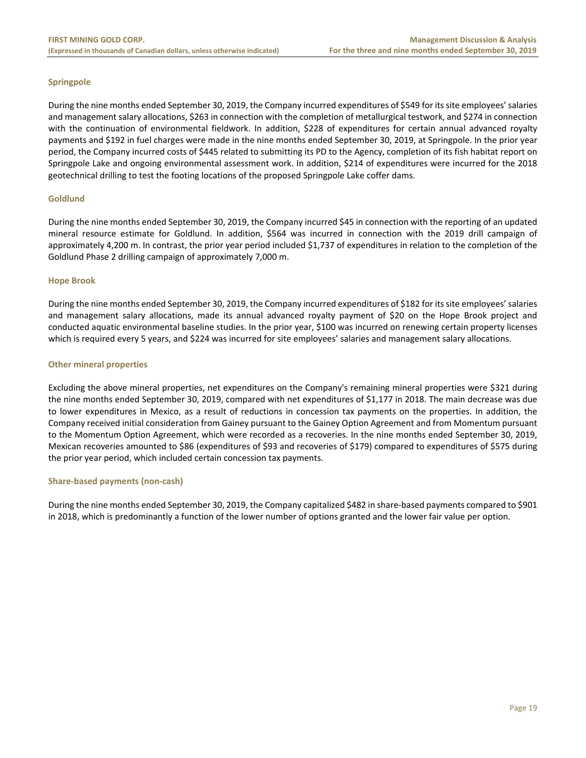### Springpole

During the nine months ended September 30, 2019, the Company incurred expenditures of $549 for its site employees' salaries and management salary allocations, $263 in connection with the completion of metallurgical testwork, and $274 in connection with the continuation of environmental fieldwork. In addition, $228 of expenditures for certain annual advanced royalty payments and $192 in fuel charges were made in the nine months ended September 30, 2019, at Springpole. In the prior year period, the Company incurred costs of $445 related to submitting its PD to the Agency, completion of its fish habitat report on Springpole Lake and ongoing environmental assessment work. In addition, $214 of expenditures were incurred for the 2018 geotechnical drilling to test the footing locations of the proposed Springpole Lake coffer dams.

### Goldlund

During the nine months ended September 30, 2019, the Company incurred $45 in connection with the reporting of an updated mineral resource estimate for Goldlund. In addition, $564 was incurred in connection with the 2019 drill campaign of approximately 4,200 m. In contrast, the prior year period included $1,737 of expenditures in relation to the completion of the Goldlund Phase 2 drilling campaign of approximately 7,000 m.

### Hope Brook

During the nine months ended September 30, 2019, the Company incurred expenditures of $182 for its site employees' salaries and management salary allocations, made its annual advanced royalty payment of $20 on the Hope Brook project and conducted aquatic environmental baseline studies. In the prior year, $100 was incurred on renewing certain property licenses which is required every 5 years, and $224 was incurred for site employees' salaries and management salary allocations.

### Other mineral properties

Excluding the above mineral properties, net expenditures on the Company's remaining mineral properties were $321 during the nine months ended September 30, 2019, compared with net expenditures of $1,177 in 2018. The main decrease was due to lower expenditures in Mexico, as a result of reductions in concession tax payments on the properties. In addition, the Company received initial consideration from Gainey pursuant to the Gainey Option Agreement and from Momentum pursuant to the Momentum Option Agreement, which were recorded as a recoveries. In the nine months ended September 30, 2019, Mexican recoveries amounted to $86 (expenditures of $93 and recoveries of $179) compared to expenditures of $575 during the prior year period, which included certain concession tax payments.

### Share-based payments (non-cash)

During the nine months ended September 30, 2019, the Company capitalized $482 in share-based payments compared to $901 in 2018, which is predominantly a function of the lower number of options granted and the lower fair value per option.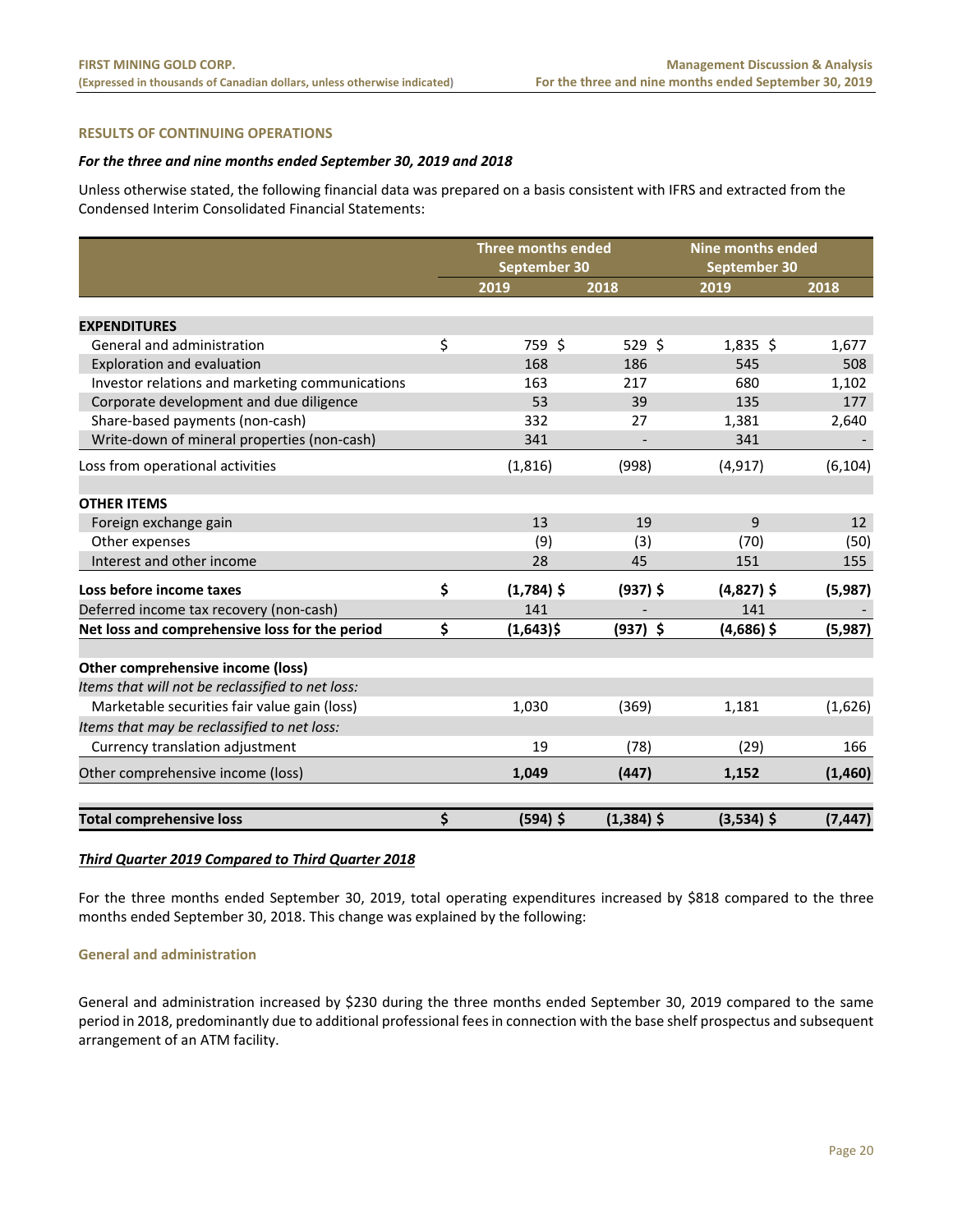## RESULTS OF CONTINUING OPERATIONS

***For the three and nine months ended September 30, 2019 and 2018***

Unless otherwise stated, the following financial data was prepared on a basis consistent with IFRS and extracted from the Condensed Interim Consolidated Financial Statements:

| | Three months ended September 30 | | Nine months ended September 30 | |
|---|---|---|---|---|
| | 2019 | 2018 | 2019 | 2018 |
| **EXPENDITURES** | | | | |
| General and administration | $ 759 | $ 529 | $ 1,835 | $ 1,677 |
| Exploration and evaluation | 168 | 186 | 545 | 508 |
| Investor relations and marketing communications | 163 | 217 | 680 | 1,102 |
| Corporate development and due diligence | 53 | 39 | 135 | 177 |
| Share-based payments (non-cash) | 332 | 27 | 1,381 | 2,640 |
| Write-down of mineral properties (non-cash) | 341 | - | 341 | - |
| Loss from operational activities | (1,816) | (998) | (4,917) | (6,104) |
| **OTHER ITEMS** | | | | |
| Foreign exchange gain | 13 | 19 | 9 | 12 |
| Other expenses | (9) | (3) | (70) | (50) |
| Interest and other income | 28 | 45 | 151 | 155 |
| **Loss before income taxes** | **$ (1,784)** | **$ (937)** | **$ (4,827)** | **$ (5,987)** |
| Deferred income tax recovery (non-cash) | 141 | - | 141 | - |
| **Net loss and comprehensive loss for the period** | **$ (1,643)** | **$ (937)** | **$ (4,686)** | **$ (5,987)** |
| **Other comprehensive income (loss)** | | | | |
| *Items that will not be reclassified to net loss:* | | | | |
| Marketable securities fair value gain (loss) | 1,030 | (369) | 1,181 | (1,626) |
| *Items that may be reclassified to net loss:* | | | | |
| Currency translation adjustment | 19 | (78) | (29) | 166 |
| Other comprehensive income (loss) | **1,049** | **(447)** | **1,152** | **(1,460)** |
| **Total comprehensive loss** | **$ (594)** | **$ (1,384)** | **$ (3,534)** | **$ (7,447)** |

***Third Quarter 2019 Compared to Third Quarter 2018***

For the three months ended September 30, 2019, total operating expenditures increased by $818 compared to the three months ended September 30, 2018. This change was explained by the following:

### General and administration

General and administration increased by $230 during the three months ended September 30, 2019 compared to the same period in 2018, predominantly due to additional professional fees in connection with the base shelf prospectus and subsequent arrangement of an ATM facility.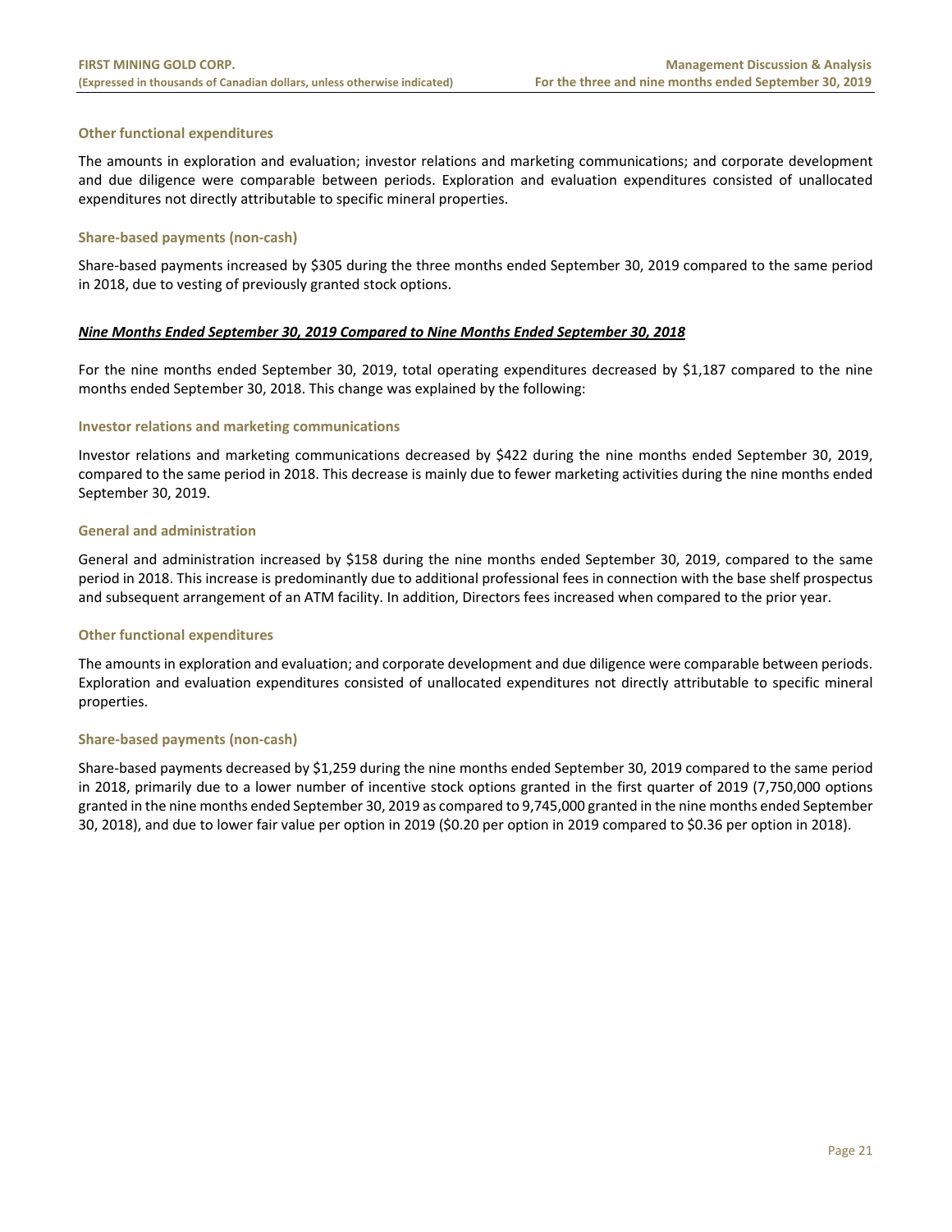### Other functional expenditures

The amounts in exploration and evaluation; investor relations and marketing communications; and corporate development and due diligence were comparable between periods. Exploration and evaluation expenditures consisted of unallocated expenditures not directly attributable to specific mineral properties.

### Share-based payments (non-cash)

Share-based payments increased by $305 during the three months ended September 30, 2019 compared to the same period in 2018, due to vesting of previously granted stock options.

## ***Nine Months Ended September 30, 2019 Compared to Nine Months Ended September 30, 2018***

For the nine months ended September 30, 2019, total operating expenditures decreased by $1,187 compared to the nine months ended September 30, 2018. This change was explained by the following:

### Investor relations and marketing communications

Investor relations and marketing communications decreased by $422 during the nine months ended September 30, 2019, compared to the same period in 2018. This decrease is mainly due to fewer marketing activities during the nine months ended September 30, 2019.

### General and administration

General and administration increased by $158 during the nine months ended September 30, 2019, compared to the same period in 2018. This increase is predominantly due to additional professional fees in connection with the base shelf prospectus and subsequent arrangement of an ATM facility. In addition, Directors fees increased when compared to the prior year.

### Other functional expenditures

The amounts in exploration and evaluation; and corporate development and due diligence were comparable between periods. Exploration and evaluation expenditures consisted of unallocated expenditures not directly attributable to specific mineral properties.

### Share-based payments (non-cash)

Share-based payments decreased by $1,259 during the nine months ended September 30, 2019 compared to the same period in 2018, primarily due to a lower number of incentive stock options granted in the first quarter of 2019 (7,750,000 options granted in the nine months ended September 30, 2019 as compared to 9,745,000 granted in the nine months ended September 30, 2018), and due to lower fair value per option in 2019 ($0.20 per option in 2019 compared to $0.36 per option in 2018).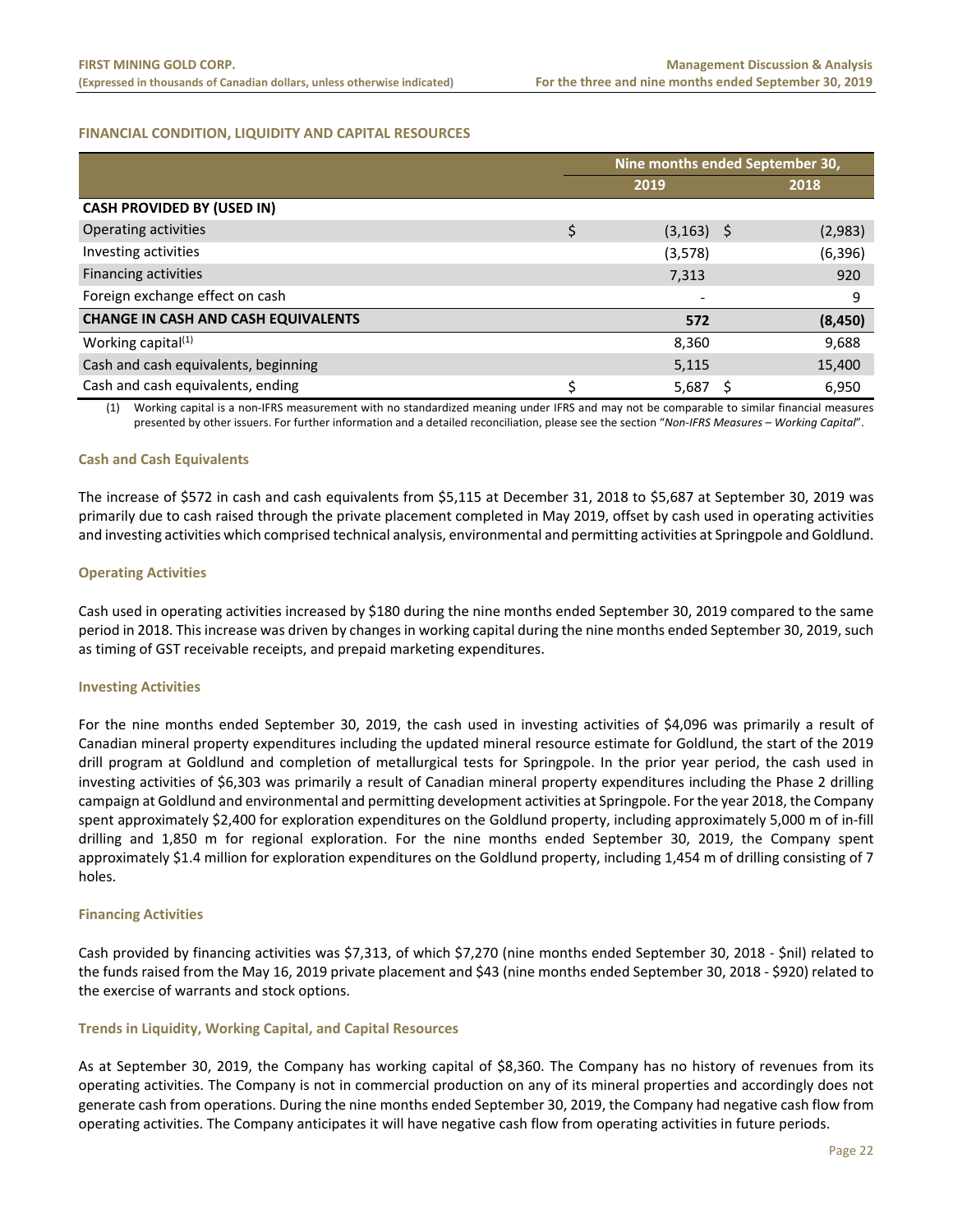## FINANCIAL CONDITION, LIQUIDITY AND CAPITAL RESOURCES

| | Nine months ended September 30, | |
|---|---|---|
| | 2019 | 2018 |
| **CASH PROVIDED BY (USED IN)** | | |
| Operating activities | $ (3,163) | $ (2,983) |
| Investing activities | (3,578) | (6,396) |
| Financing activities | 7,313 | 920 |
| Foreign exchange effect on cash | - | 9 |
| **CHANGE IN CASH AND CASH EQUIVALENTS** | **572** | **(8,450)** |
| Working capital[(1)] | 8,360 | 9,688 |
| Cash and cash equivalents, beginning | 5,115 | 15,400 |
| Cash and cash equivalents, ending | $ 5,687 | $ 6,950 |

(1) Working capital is a non-IFRS measurement with no standardized meaning under IFRS and may not be comparable to similar financial measures presented by other issuers. For further information and a detailed reconciliation, please see the section "*Non-IFRS Measures – Working Capital*".

### Cash and Cash Equivalents

The increase of $572 in cash and cash equivalents from $5,115 at December 31, 2018 to $5,687 at September 30, 2019 was primarily due to cash raised through the private placement completed in May 2019, offset by cash used in operating activities and investing activities which comprised technical analysis, environmental and permitting activities at Springpole and Goldlund.

### Operating Activities

Cash used in operating activities increased by $180 during the nine months ended September 30, 2019 compared to the same period in 2018. This increase was driven by changes in working capital during the nine months ended September 30, 2019, such as timing of GST receivable receipts, and prepaid marketing expenditures.

### Investing Activities

For the nine months ended September 30, 2019, the cash used in investing activities of $4,096 was primarily a result of Canadian mineral property expenditures including the updated mineral resource estimate for Goldlund, the start of the 2019 drill program at Goldlund and completion of metallurgical tests for Springpole. In the prior year period, the cash used in investing activities of $6,303 was primarily a result of Canadian mineral property expenditures including the Phase 2 drilling campaign at Goldlund and environmental and permitting development activities at Springpole. For the year 2018, the Company spent approximately $2,400 for exploration expenditures on the Goldlund property, including approximately 5,000 m of in-fill drilling and 1,850 m for regional exploration. For the nine months ended September 30, 2019, the Company spent approximately $1.4 million for exploration expenditures on the Goldlund property, including 1,454 m of drilling consisting of 7 holes.

### Financing Activities

Cash provided by financing activities was $7,313, of which $7,270 (nine months ended September 30, 2018 - $nil) related to the funds raised from the May 16, 2019 private placement and $43 (nine months ended September 30, 2018 - $920) related to the exercise of warrants and stock options.

### Trends in Liquidity, Working Capital, and Capital Resources

As at September 30, 2019, the Company has working capital of $8,360. The Company has no history of revenues from its operating activities. The Company is not in commercial production on any of its mineral properties and accordingly does not generate cash from operations. During the nine months ended September 30, 2019, the Company had negative cash flow from operating activities. The Company anticipates it will have negative cash flow from operating activities in future periods.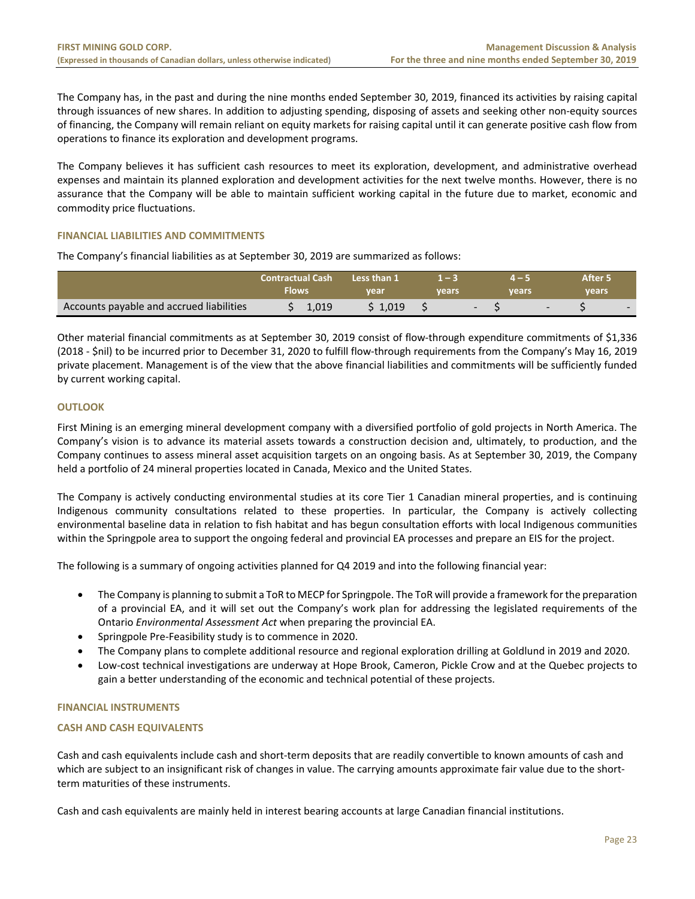The Company has, in the past and during the nine months ended September 30, 2019, financed its activities by raising capital through issuances of new shares. In addition to adjusting spending, disposing of assets and seeking other non-equity sources of financing, the Company will remain reliant on equity markets for raising capital until it can generate positive cash flow from operations to finance its exploration and development programs.

The Company believes it has sufficient cash resources to meet its exploration, development, and administrative overhead expenses and maintain its planned exploration and development activities for the next twelve months. However, there is no assurance that the Company will be able to maintain sufficient working capital in the future due to market, economic and commodity price fluctuations.

## FINANCIAL LIABILITIES AND COMMITMENTS

The Company's financial liabilities as at September 30, 2019 are summarized as follows:

| | Contractual Cash Flows | Less than 1 year | 1 – 3 years | 4 – 5 years | After 5 years |
|---|---|---|---|---|---|
| Accounts payable and accrued liabilities | $ 1,019 | $ 1,019 | $ - | $ - | $ - |

Other material financial commitments as at September 30, 2019 consist of flow-through expenditure commitments of $1,336 (2018 - $nil) to be incurred prior to December 31, 2020 to fulfill flow-through requirements from the Company's May 16, 2019 private placement. Management is of the view that the above financial liabilities and commitments will be sufficiently funded by current working capital.

## OUTLOOK

First Mining is an emerging mineral development company with a diversified portfolio of gold projects in North America. The Company's vision is to advance its material assets towards a construction decision and, ultimately, to production, and the Company continues to assess mineral asset acquisition targets on an ongoing basis. As at September 30, 2019, the Company held a portfolio of 24 mineral properties located in Canada, Mexico and the United States.

The Company is actively conducting environmental studies at its core Tier 1 Canadian mineral properties, and is continuing Indigenous community consultations related to these properties. In particular, the Company is actively collecting environmental baseline data in relation to fish habitat and has begun consultation efforts with local Indigenous communities within the Springpole area to support the ongoing federal and provincial EA processes and prepare an EIS for the project.

The following is a summary of ongoing activities planned for Q4 2019 and into the following financial year:

- The Company is planning to submit a ToR to MECP for Springpole. The ToR will provide a framework for the preparation of a provincial EA, and it will set out the Company's work plan for addressing the legislated requirements of the Ontario *Environmental Assessment Act* when preparing the provincial EA.
- Springpole Pre-Feasibility study is to commence in 2020.
- The Company plans to complete additional resource and regional exploration drilling at Goldlund in 2019 and 2020.
- Low-cost technical investigations are underway at Hope Brook, Cameron, Pickle Crow and at the Quebec projects to gain a better understanding of the economic and technical potential of these projects.

## FINANCIAL INSTRUMENTS

### CASH AND CASH EQUIVALENTS

Cash and cash equivalents include cash and short-term deposits that are readily convertible to known amounts of cash and which are subject to an insignificant risk of changes in value. The carrying amounts approximate fair value due to the short-term maturities of these instruments.

Cash and cash equivalents are mainly held in interest bearing accounts at large Canadian financial institutions.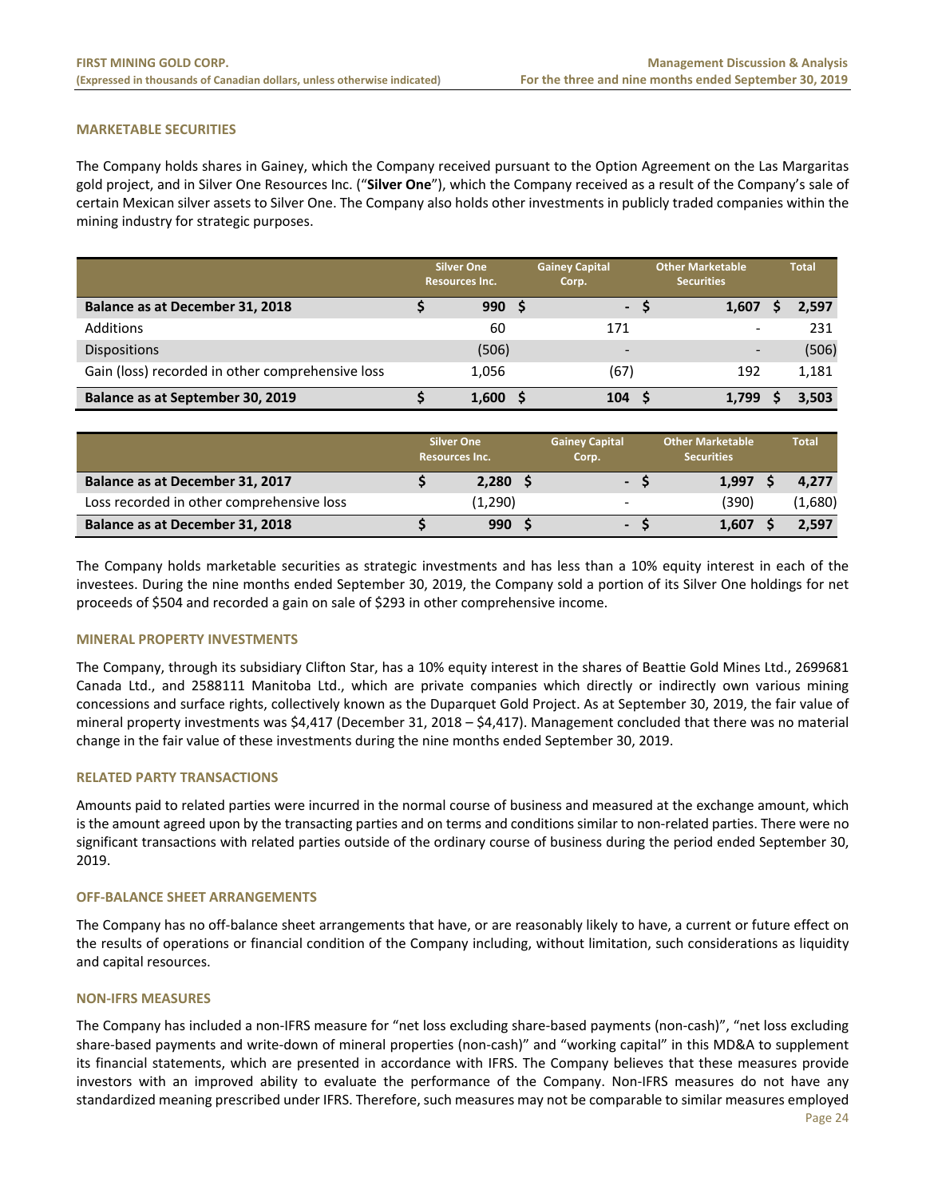## MARKETABLE SECURITIES

The Company holds shares in Gainey, which the Company received pursuant to the Option Agreement on the Las Margaritas gold project, and in Silver One Resources Inc. ("**Silver One**"), which the Company received as a result of the Company's sale of certain Mexican silver assets to Silver One. The Company also holds other investments in publicly traded companies within the mining industry for strategic purposes.

| | Silver One Resources Inc. | Gainey Capital Corp. | Other Marketable Securities | Total |
|---|---|---|---|---|
| **Balance as at December 31, 2018** | **$ 990** | **$ -** | **$ 1,607** | **$ 2,597** |
| Additions | 60 | 171 | - | 231 |
| Dispositions | (506) | - | - | (506) |
| Gain (loss) recorded in other comprehensive loss | 1,056 | (67) | 192 | 1,181 |
| **Balance as at September 30, 2019** | **$ 1,600** | **$ 104** | **$ 1,799** | **$ 3,503** |

| | Silver One Resources Inc. | Gainey Capital Corp. | Other Marketable Securities | Total |
|---|---|---|---|---|
| **Balance as at December 31, 2017** | **$ 2,280** | **$ -** | **$ 1,997** | **$ 4,277** |
| Loss recorded in other comprehensive loss | (1,290) | - | (390) | (1,680) |
| **Balance as at December 31, 2018** | **$ 990** | **$ -** | **$ 1,607** | **$ 2,597** |

The Company holds marketable securities as strategic investments and has less than a 10% equity interest in each of the investees. During the nine months ended September 30, 2019, the Company sold a portion of its Silver One holdings for net proceeds of $504 and recorded a gain on sale of $293 in other comprehensive income.

## MINERAL PROPERTY INVESTMENTS

The Company, through its subsidiary Clifton Star, has a 10% equity interest in the shares of Beattie Gold Mines Ltd., 2699681 Canada Ltd., and 2588111 Manitoba Ltd., which are private companies which directly or indirectly own various mining concessions and surface rights, collectively known as the Duparquet Gold Project. As at September 30, 2019, the fair value of mineral property investments was $4,417 (December 31, 2018 – $4,417). Management concluded that there was no material change in the fair value of these investments during the nine months ended September 30, 2019.

## RELATED PARTY TRANSACTIONS

Amounts paid to related parties were incurred in the normal course of business and measured at the exchange amount, which is the amount agreed upon by the transacting parties and on terms and conditions similar to non-related parties. There were no significant transactions with related parties outside of the ordinary course of business during the period ended September 30, 2019.

## OFF-BALANCE SHEET ARRANGEMENTS

The Company has no off-balance sheet arrangements that have, or are reasonably likely to have, a current or future effect on the results of operations or financial condition of the Company including, without limitation, such considerations as liquidity and capital resources.

## NON-IFRS MEASURES

The Company has included a non-IFRS measure for "net loss excluding share-based payments (non-cash)", "net loss excluding share-based payments and write-down of mineral properties (non-cash)" and "working capital" in this MD&A to supplement its financial statements, which are presented in accordance with IFRS. The Company believes that these measures provide investors with an improved ability to evaluate the performance of the Company. Non-IFRS measures do not have any standardized meaning prescribed under IFRS. Therefore, such measures may not be comparable to similar measures employed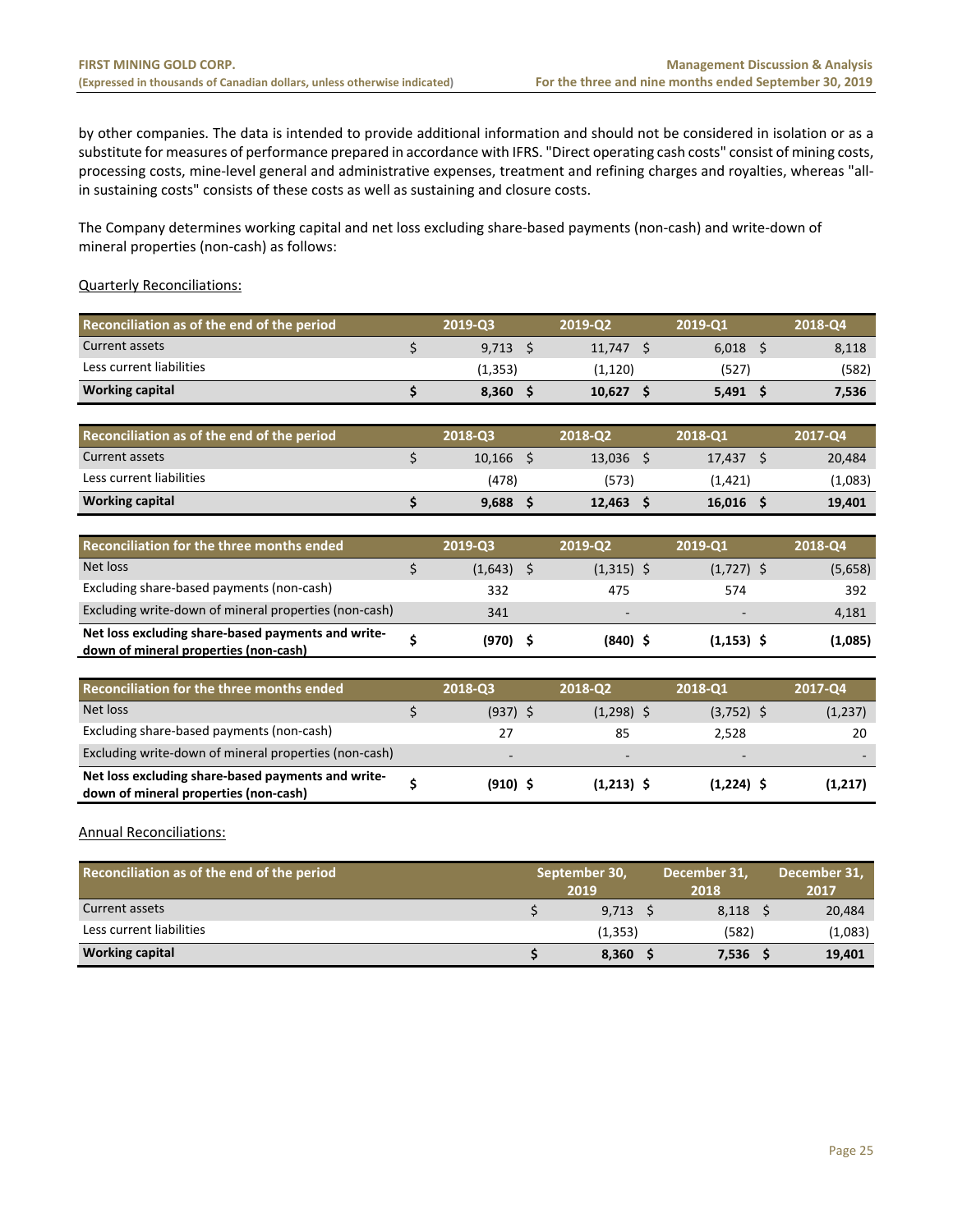by other companies. The data is intended to provide additional information and should not be considered in isolation or as a substitute for measures of performance prepared in accordance with IFRS. "Direct operating cash costs" consist of mining costs, processing costs, mine-level general and administrative expenses, treatment and refining charges and royalties, whereas "all-in sustaining costs" consists of these costs as well as sustaining and closure costs.

The Company determines working capital and net loss excluding share-based payments (non-cash) and write-down of mineral properties (non-cash) as follows:

Quarterly Reconciliations:

| Reconciliation as of the end of the period | 2019-Q3 | 2019-Q2 | 2019-Q1 | 2018-Q4 |
|---|---|---|---|---|
| Current assets | $ 9,713 | $ 11,747 | $ 6,018 | $ 8,118 |
| Less current liabilities | (1,353) | (1,120) | (527) | (582) |
| **Working capital** | **$ 8,360** | **$ 10,627** | **$ 5,491** | **$ 7,536** |

| Reconciliation as of the end of the period | 2018-Q3 | 2018-Q2 | 2018-Q1 | 2017-Q4 |
|---|---|---|---|---|
| Current assets | $ 10,166 | $ 13,036 | $ 17,437 | $ 20,484 |
| Less current liabilities | (478) | (573) | (1,421) | (1,083) |
| **Working capital** | **$ 9,688** | **$ 12,463** | **$ 16,016** | **$ 19,401** |

| Reconciliation for the three months ended | 2019-Q3 | 2019-Q2 | 2019-Q1 | 2018-Q4 |
|---|---|---|---|---|
| Net loss | $ (1,643) | $ (1,315) | $ (1,727) | $ (5,658) |
| Excluding share-based payments (non-cash) | 332 | 475 | 574 | 392 |
| Excluding write-down of mineral properties (non-cash) | 341 | - | - | 4,181 |
| **Net loss excluding share-based payments and write-down of mineral properties (non-cash)** | **$ (970)** | **$ (840)** | **$ (1,153)** | **$ (1,085)** |

| Reconciliation for the three months ended | 2018-Q3 | 2018-Q2 | 2018-Q1 | 2017-Q4 |
|---|---|---|---|---|
| Net loss | $ (937) | $ (1,298) | $ (3,752) | $ (1,237) |
| Excluding share-based payments (non-cash) | 27 | 85 | 2,528 | 20 |
| Excluding write-down of mineral properties (non-cash) | - | - | - | - |
| **Net loss excluding share-based payments and write-down of mineral properties (non-cash)** | **$ (910)** | **$ (1,213)** | **$ (1,224)** | **$ (1,217)** |

Annual Reconciliations:

| Reconciliation as of the end of the period | September 30, 2019 | December 31, 2018 | December 31, 2017 |
|---|---|---|---|
| Current assets | $ 9,713 | $ 8,118 | $ 20,484 |
| Less current liabilities | (1,353) | (582) | (1,083) |
| **Working capital** | **$ 8,360** | **$ 7,536** | **$ 19,401** |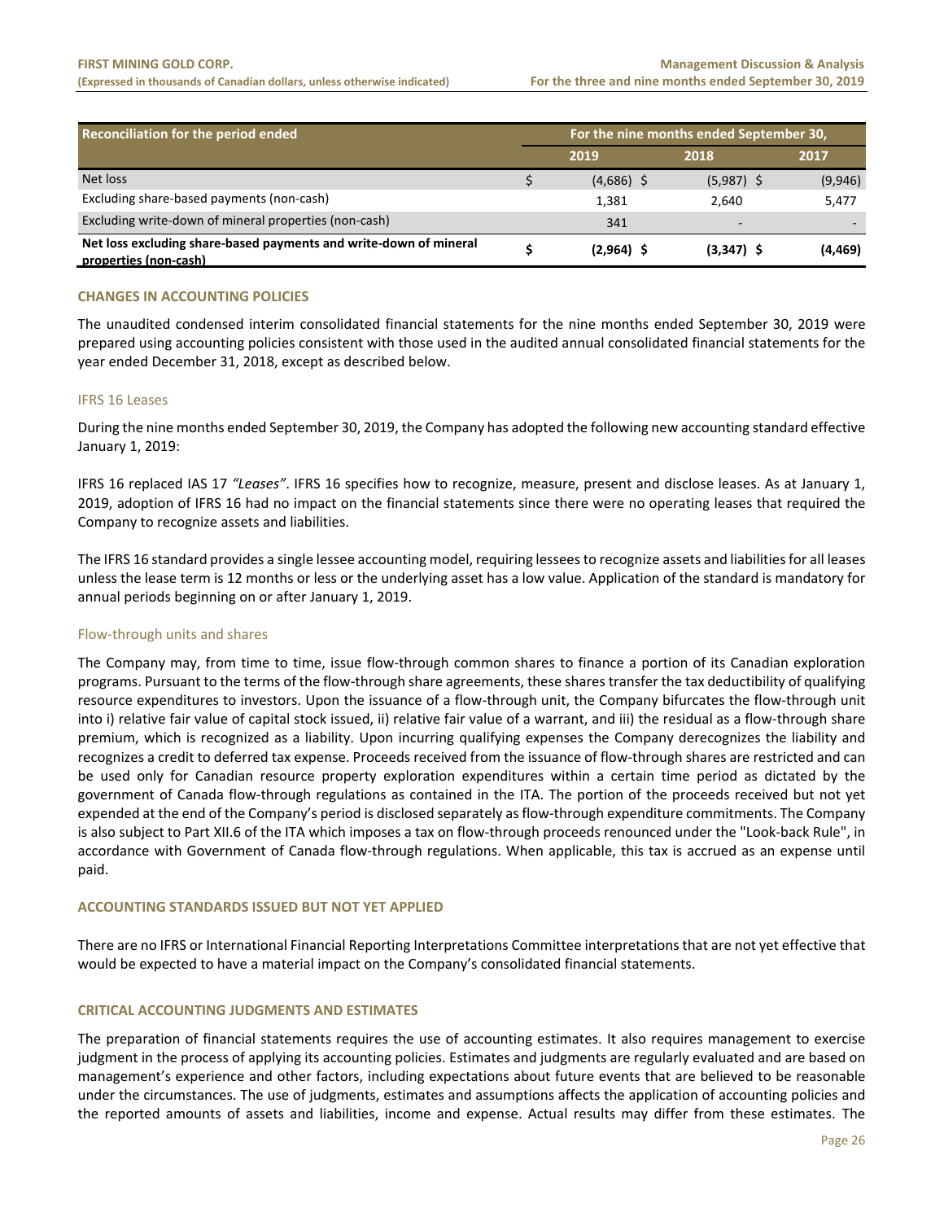| Reconciliation for the period ended | For the nine months ended September 30, | | |
|---|---|---|---|
| | 2019 | 2018 | 2017 |
| Net loss | $ (4,686) | $ (5,987) | $ (9,946) |
| Excluding share-based payments (non-cash) | 1,381 | 2,640 | 5,477 |
| Excluding write-down of mineral properties (non-cash) | 341 | - | - |
| **Net loss excluding share-based payments and write-down of mineral properties (non-cash)** | **$ (2,964)** | **$ (3,347)** | **$ (4,469)** |

## CHANGES IN ACCOUNTING POLICIES

The unaudited condensed interim consolidated financial statements for the nine months ended September 30, 2019 were prepared using accounting policies consistent with those used in the audited annual consolidated financial statements for the year ended December 31, 2018, except as described below.

### IFRS 16 Leases

During the nine months ended September 30, 2019, the Company has adopted the following new accounting standard effective January 1, 2019:

IFRS 16 replaced IAS 17 *"Leases"*. IFRS 16 specifies how to recognize, measure, present and disclose leases. As at January 1, 2019, adoption of IFRS 16 had no impact on the financial statements since there were no operating leases that required the Company to recognize assets and liabilities.

The IFRS 16 standard provides a single lessee accounting model, requiring lessees to recognize assets and liabilities for all leases unless the lease term is 12 months or less or the underlying asset has a low value. Application of the standard is mandatory for annual periods beginning on or after January 1, 2019.

### Flow-through units and shares

The Company may, from time to time, issue flow-through common shares to finance a portion of its Canadian exploration programs. Pursuant to the terms of the flow-through share agreements, these shares transfer the tax deductibility of qualifying resource expenditures to investors. Upon the issuance of a flow-through unit, the Company bifurcates the flow-through unit into i) relative fair value of capital stock issued, ii) relative fair value of a warrant, and iii) the residual as a flow-through share premium, which is recognized as a liability. Upon incurring qualifying expenses the Company derecognizes the liability and recognizes a credit to deferred tax expense. Proceeds received from the issuance of flow-through shares are restricted and can be used only for Canadian resource property exploration expenditures within a certain time period as dictated by the government of Canada flow-through regulations as contained in the ITA. The portion of the proceeds received but not yet expended at the end of the Company's period is disclosed separately as flow-through expenditure commitments. The Company is also subject to Part XII.6 of the ITA which imposes a tax on flow-through proceeds renounced under the "Look-back Rule", in accordance with Government of Canada flow-through regulations. When applicable, this tax is accrued as an expense until paid.

## ACCOUNTING STANDARDS ISSUED BUT NOT YET APPLIED

There are no IFRS or International Financial Reporting Interpretations Committee interpretations that are not yet effective that would be expected to have a material impact on the Company's consolidated financial statements.

## CRITICAL ACCOUNTING JUDGMENTS AND ESTIMATES

The preparation of financial statements requires the use of accounting estimates. It also requires management to exercise judgment in the process of applying its accounting policies. Estimates and judgments are regularly evaluated and are based on management's experience and other factors, including expectations about future events that are believed to be reasonable under the circumstances. The use of judgments, estimates and assumptions affects the application of accounting policies and the reported amounts of assets and liabilities, income and expense. Actual results may differ from these estimates. The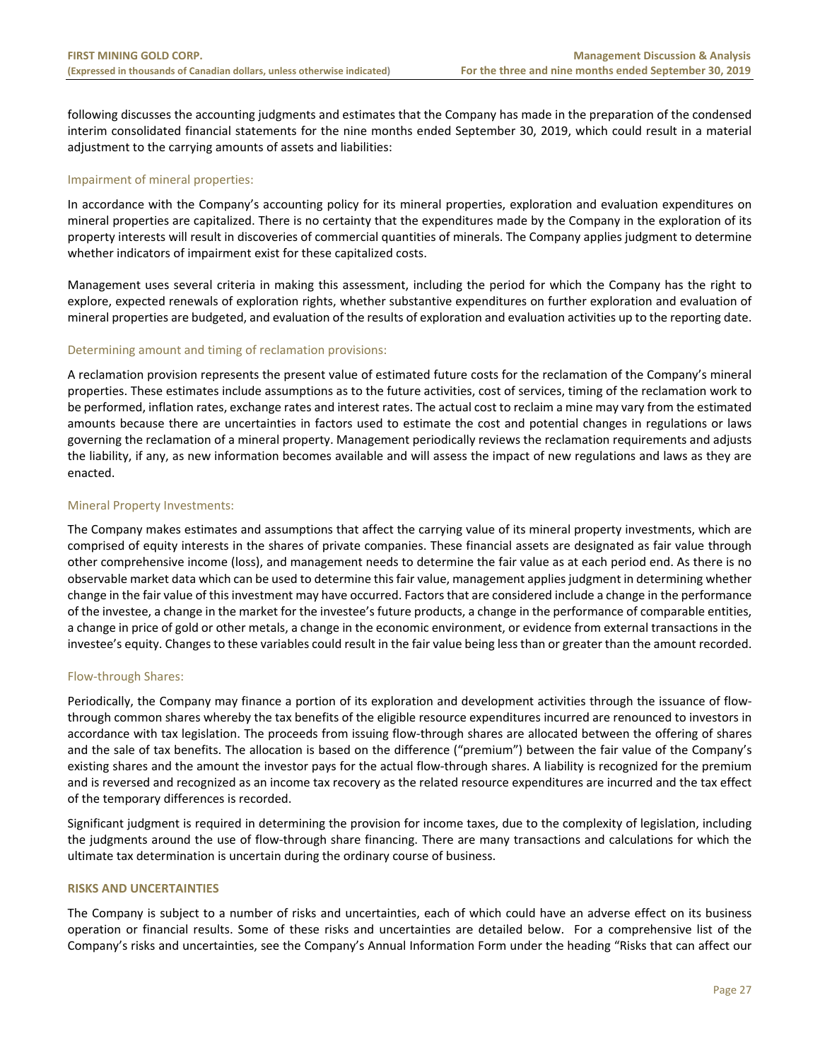following discusses the accounting judgments and estimates that the Company has made in the preparation of the condensed interim consolidated financial statements for the nine months ended September 30, 2019, which could result in a material adjustment to the carrying amounts of assets and liabilities:

### Impairment of mineral properties:

In accordance with the Company's accounting policy for its mineral properties, exploration and evaluation expenditures on mineral properties are capitalized. There is no certainty that the expenditures made by the Company in the exploration of its property interests will result in discoveries of commercial quantities of minerals. The Company applies judgment to determine whether indicators of impairment exist for these capitalized costs.

Management uses several criteria in making this assessment, including the period for which the Company has the right to explore, expected renewals of exploration rights, whether substantive expenditures on further exploration and evaluation of mineral properties are budgeted, and evaluation of the results of exploration and evaluation activities up to the reporting date.

### Determining amount and timing of reclamation provisions:

A reclamation provision represents the present value of estimated future costs for the reclamation of the Company's mineral properties. These estimates include assumptions as to the future activities, cost of services, timing of the reclamation work to be performed, inflation rates, exchange rates and interest rates. The actual cost to reclaim a mine may vary from the estimated amounts because there are uncertainties in factors used to estimate the cost and potential changes in regulations or laws governing the reclamation of a mineral property. Management periodically reviews the reclamation requirements and adjusts the liability, if any, as new information becomes available and will assess the impact of new regulations and laws as they are enacted.

### Mineral Property Investments:

The Company makes estimates and assumptions that affect the carrying value of its mineral property investments, which are comprised of equity interests in the shares of private companies. These financial assets are designated as fair value through other comprehensive income (loss), and management needs to determine the fair value as at each period end. As there is no observable market data which can be used to determine this fair value, management applies judgment in determining whether change in the fair value of this investment may have occurred. Factors that are considered include a change in the performance of the investee, a change in the market for the investee's future products, a change in the performance of comparable entities, a change in price of gold or other metals, a change in the economic environment, or evidence from external transactions in the investee's equity. Changes to these variables could result in the fair value being less than or greater than the amount recorded.

### Flow-through Shares:

Periodically, the Company may finance a portion of its exploration and development activities through the issuance of flow-through common shares whereby the tax benefits of the eligible resource expenditures incurred are renounced to investors in accordance with tax legislation. The proceeds from issuing flow-through shares are allocated between the offering of shares and the sale of tax benefits. The allocation is based on the difference ("premium") between the fair value of the Company's existing shares and the amount the investor pays for the actual flow-through shares. A liability is recognized for the premium and is reversed and recognized as an income tax recovery as the related resource expenditures are incurred and the tax effect of the temporary differences is recorded.

Significant judgment is required in determining the provision for income taxes, due to the complexity of legislation, including the judgments around the use of flow-through share financing. There are many transactions and calculations for which the ultimate tax determination is uncertain during the ordinary course of business.

## RISKS AND UNCERTAINTIES

The Company is subject to a number of risks and uncertainties, each of which could have an adverse effect on its business operation or financial results. Some of these risks and uncertainties are detailed below. For a comprehensive list of the Company's risks and uncertainties, see the Company's Annual Information Form under the heading "Risks that can affect our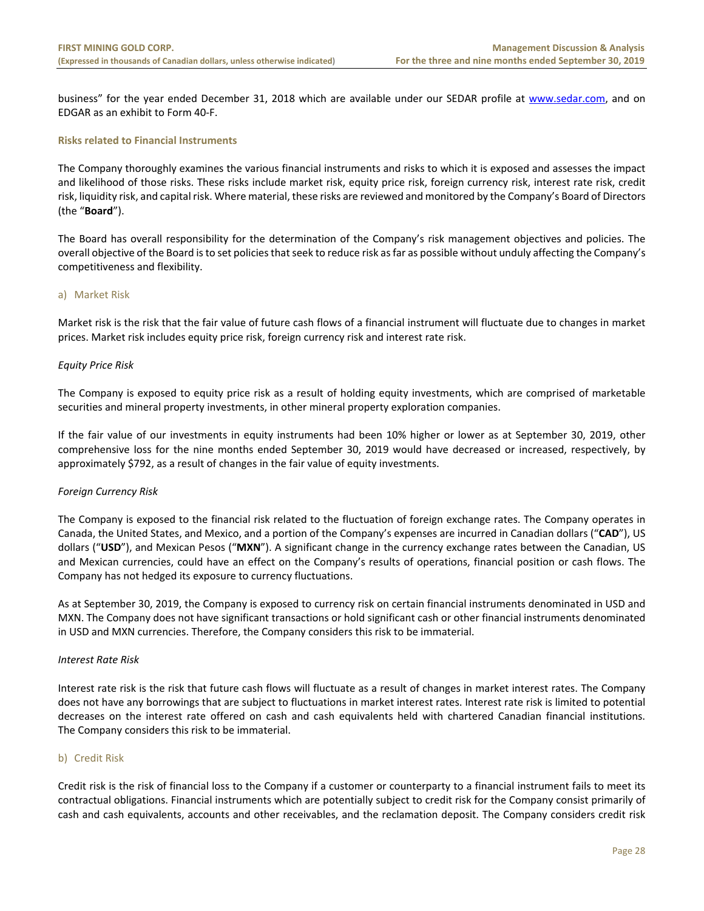business" for the year ended December 31, 2018 which are available under our SEDAR profile at www.sedar.com, and on EDGAR as an exhibit to Form 40-F.

### Risks related to Financial Instruments

The Company thoroughly examines the various financial instruments and risks to which it is exposed and assesses the impact and likelihood of those risks. These risks include market risk, equity price risk, foreign currency risk, interest rate risk, credit risk, liquidity risk, and capital risk. Where material, these risks are reviewed and monitored by the Company's Board of Directors (the "**Board**").

The Board has overall responsibility for the determination of the Company's risk management objectives and policies. The overall objective of the Board is to set policies that seek to reduce risk as far as possible without unduly affecting the Company's competitiveness and flexibility.

#### a) Market Risk

Market risk is the risk that the fair value of future cash flows of a financial instrument will fluctuate due to changes in market prices. Market risk includes equity price risk, foreign currency risk and interest rate risk.

*Equity Price Risk*

The Company is exposed to equity price risk as a result of holding equity investments, which are comprised of marketable securities and mineral property investments, in other mineral property exploration companies.

If the fair value of our investments in equity instruments had been 10% higher or lower as at September 30, 2019, other comprehensive loss for the nine months ended September 30, 2019 would have decreased or increased, respectively, by approximately $792, as a result of changes in the fair value of equity investments.

*Foreign Currency Risk*

The Company is exposed to the financial risk related to the fluctuation of foreign exchange rates. The Company operates in Canada, the United States, and Mexico, and a portion of the Company's expenses are incurred in Canadian dollars ("**CAD**"), US dollars ("**USD**"), and Mexican Pesos ("**MXN**"). A significant change in the currency exchange rates between the Canadian, US and Mexican currencies, could have an effect on the Company's results of operations, financial position or cash flows. The Company has not hedged its exposure to currency fluctuations.

As at September 30, 2019, the Company is exposed to currency risk on certain financial instruments denominated in USD and MXN. The Company does not have significant transactions or hold significant cash or other financial instruments denominated in USD and MXN currencies. Therefore, the Company considers this risk to be immaterial.

*Interest Rate Risk*

Interest rate risk is the risk that future cash flows will fluctuate as a result of changes in market interest rates. The Company does not have any borrowings that are subject to fluctuations in market interest rates. Interest rate risk is limited to potential decreases on the interest rate offered on cash and cash equivalents held with chartered Canadian financial institutions. The Company considers this risk to be immaterial.

#### b) Credit Risk

Credit risk is the risk of financial loss to the Company if a customer or counterparty to a financial instrument fails to meet its contractual obligations. Financial instruments which are potentially subject to credit risk for the Company consist primarily of cash and cash equivalents, accounts and other receivables, and the reclamation deposit. The Company considers credit risk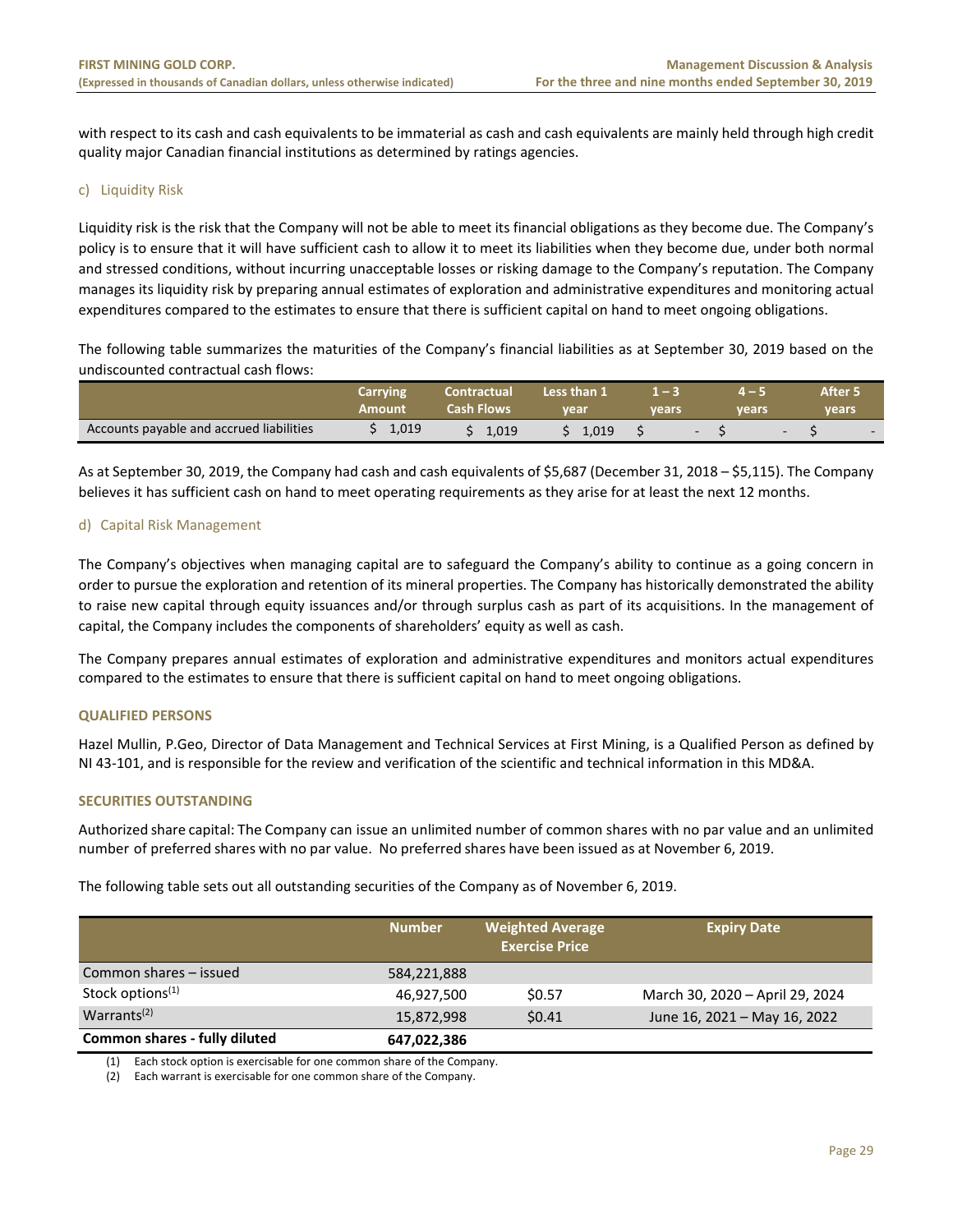with respect to its cash and cash equivalents to be immaterial as cash and cash equivalents are mainly held through high credit quality major Canadian financial institutions as determined by ratings agencies.

### c) Liquidity Risk

Liquidity risk is the risk that the Company will not be able to meet its financial obligations as they become due. The Company's policy is to ensure that it will have sufficient cash to allow it to meet its liabilities when they become due, under both normal and stressed conditions, without incurring unacceptable losses or risking damage to the Company's reputation. The Company manages its liquidity risk by preparing annual estimates of exploration and administrative expenditures and monitoring actual expenditures compared to the estimates to ensure that there is sufficient capital on hand to meet ongoing obligations.

The following table summarizes the maturities of the Company's financial liabilities as at September 30, 2019 based on the undiscounted contractual cash flows:

| | Carrying Amount | Contractual Cash Flows | Less than 1 year | 1 – 3 years | 4 – 5 years | After 5 years |
|---|---|---|---|---|---|---|
| Accounts payable and accrued liabilities | $ 1,019 | $ 1,019 | $ 1,019 | $ - | $ - | $ - |

As at September 30, 2019, the Company had cash and cash equivalents of $5,687 (December 31, 2018 – $5,115). The Company believes it has sufficient cash on hand to meet operating requirements as they arise for at least the next 12 months.

### d) Capital Risk Management

The Company's objectives when managing capital are to safeguard the Company's ability to continue as a going concern in order to pursue the exploration and retention of its mineral properties. The Company has historically demonstrated the ability to raise new capital through equity issuances and/or through surplus cash as part of its acquisitions. In the management of capital, the Company includes the components of shareholders' equity as well as cash.

The Company prepares annual estimates of exploration and administrative expenditures and monitors actual expenditures compared to the estimates to ensure that there is sufficient capital on hand to meet ongoing obligations.

## QUALIFIED PERSONS

Hazel Mullin, P.Geo, Director of Data Management and Technical Services at First Mining, is a Qualified Person as defined by NI 43-101, and is responsible for the review and verification of the scientific and technical information in this MD&A.

## SECURITIES OUTSTANDING

Authorized share capital: The Company can issue an unlimited number of common shares with no par value and an unlimited number of preferred shares with no par value. No preferred shares have been issued as at November 6, 2019.

The following table sets out all outstanding securities of the Company as of November 6, 2019.

| | Number | Weighted Average Exercise Price | Expiry Date |
|---|---|---|---|
| Common shares – issued | 584,221,888 | | |
| Stock options[1] | 46,927,500 | $0.57 | March 30, 2020 – April 29, 2024 |
| Warrants[2] | 15,872,998 | $0.41 | June 16, 2021 – May 16, 2022 |
| **Common shares - fully diluted** | **647,022,386** | | |

(1) Each stock option is exercisable for one common share of the Company.

(2) Each warrant is exercisable for one common share of the Company.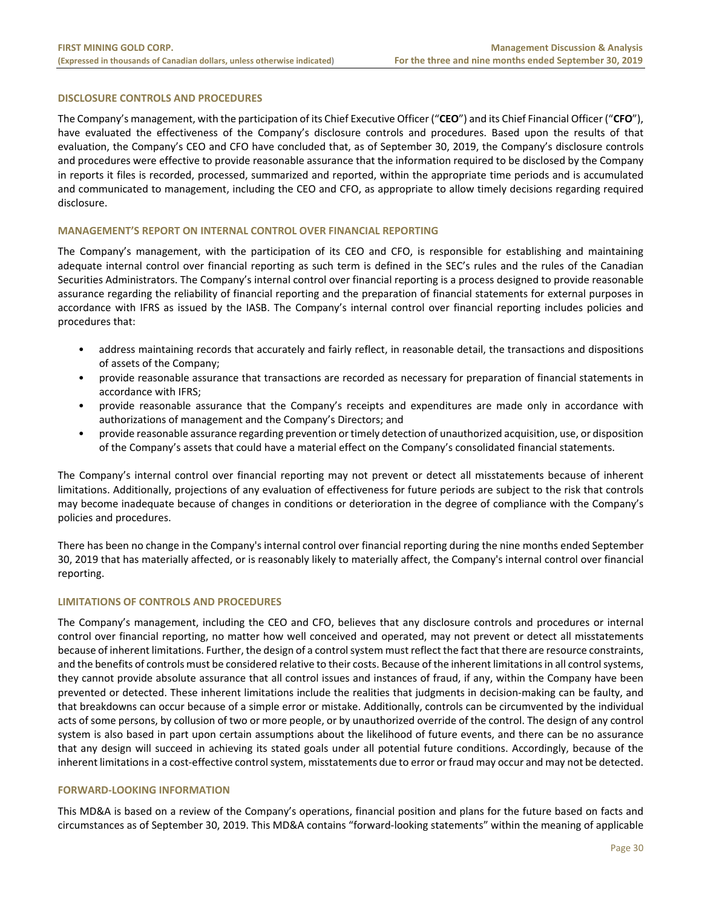## DISCLOSURE CONTROLS AND PROCEDURES

The Company's management, with the participation of its Chief Executive Officer ("**CEO**") and its Chief Financial Officer ("**CFO**"), have evaluated the effectiveness of the Company's disclosure controls and procedures. Based upon the results of that evaluation, the Company's CEO and CFO have concluded that, as of September 30, 2019, the Company's disclosure controls and procedures were effective to provide reasonable assurance that the information required to be disclosed by the Company in reports it files is recorded, processed, summarized and reported, within the appropriate time periods and is accumulated and communicated to management, including the CEO and CFO, as appropriate to allow timely decisions regarding required disclosure.

## MANAGEMENT'S REPORT ON INTERNAL CONTROL OVER FINANCIAL REPORTING

The Company's management, with the participation of its CEO and CFO, is responsible for establishing and maintaining adequate internal control over financial reporting as such term is defined in the SEC's rules and the rules of the Canadian Securities Administrators. The Company's internal control over financial reporting is a process designed to provide reasonable assurance regarding the reliability of financial reporting and the preparation of financial statements for external purposes in accordance with IFRS as issued by the IASB. The Company's internal control over financial reporting includes policies and procedures that:

- address maintaining records that accurately and fairly reflect, in reasonable detail, the transactions and dispositions of assets of the Company;
- provide reasonable assurance that transactions are recorded as necessary for preparation of financial statements in accordance with IFRS;
- provide reasonable assurance that the Company's receipts and expenditures are made only in accordance with authorizations of management and the Company's Directors; and
- provide reasonable assurance regarding prevention or timely detection of unauthorized acquisition, use, or disposition of the Company's assets that could have a material effect on the Company's consolidated financial statements.

The Company's internal control over financial reporting may not prevent or detect all misstatements because of inherent limitations. Additionally, projections of any evaluation of effectiveness for future periods are subject to the risk that controls may become inadequate because of changes in conditions or deterioration in the degree of compliance with the Company's policies and procedures.

There has been no change in the Company's internal control over financial reporting during the nine months ended September 30, 2019 that has materially affected, or is reasonably likely to materially affect, the Company's internal control over financial reporting.

## LIMITATIONS OF CONTROLS AND PROCEDURES

The Company's management, including the CEO and CFO, believes that any disclosure controls and procedures or internal control over financial reporting, no matter how well conceived and operated, may not prevent or detect all misstatements because of inherent limitations. Further, the design of a control system must reflect the fact that there are resource constraints, and the benefits of controls must be considered relative to their costs. Because of the inherent limitations in all control systems, they cannot provide absolute assurance that all control issues and instances of fraud, if any, within the Company have been prevented or detected. These inherent limitations include the realities that judgments in decision-making can be faulty, and that breakdowns can occur because of a simple error or mistake. Additionally, controls can be circumvented by the individual acts of some persons, by collusion of two or more people, or by unauthorized override of the control. The design of any control system is also based in part upon certain assumptions about the likelihood of future events, and there can be no assurance that any design will succeed in achieving its stated goals under all potential future conditions. Accordingly, because of the inherent limitations in a cost-effective control system, misstatements due to error or fraud may occur and may not be detected.

## FORWARD-LOOKING INFORMATION

This MD&A is based on a review of the Company's operations, financial position and plans for the future based on facts and circumstances as of September 30, 2019. This MD&A contains "forward-looking statements" within the meaning of applicable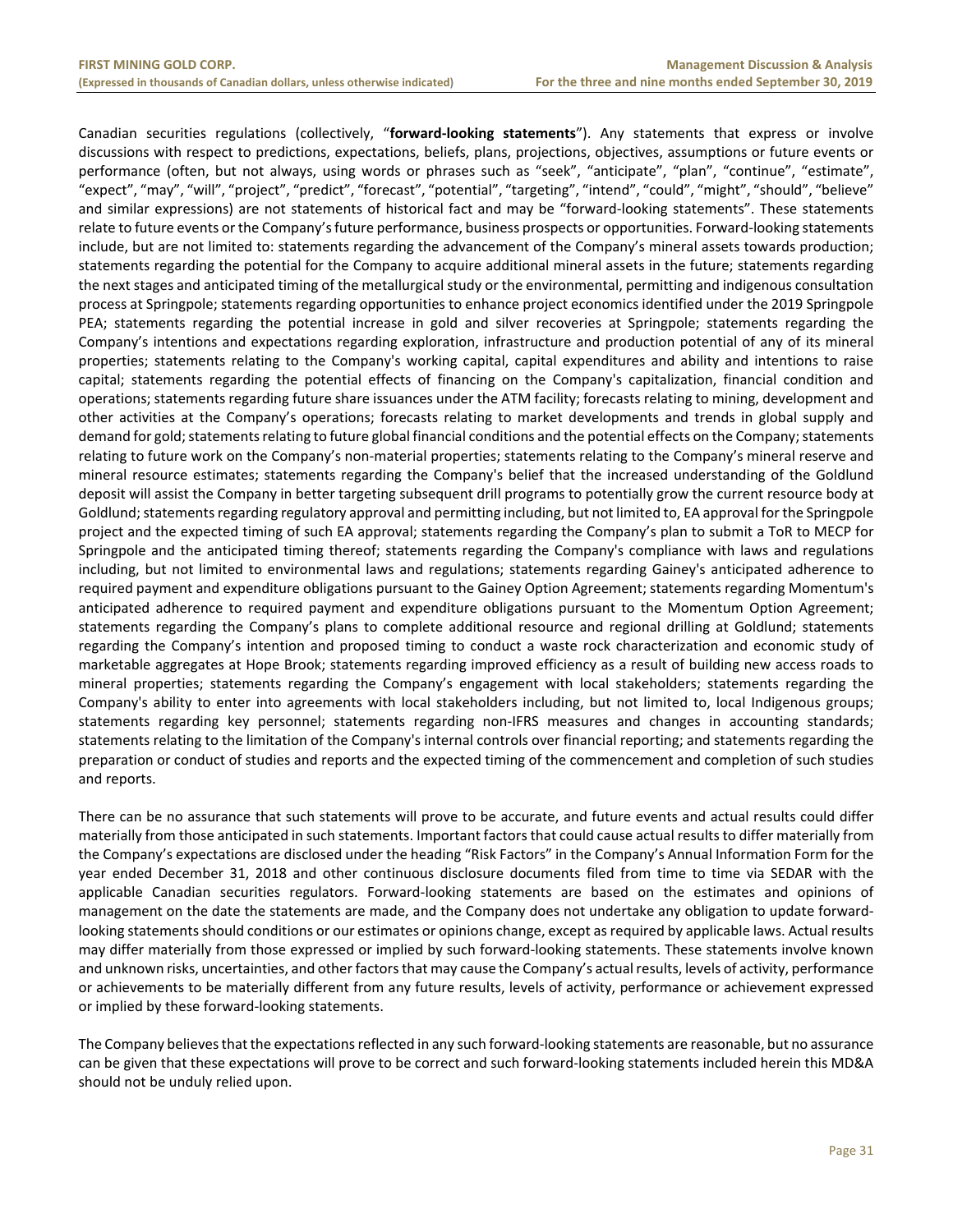Canadian securities regulations (collectively, "**forward-looking statements**"). Any statements that express or involve discussions with respect to predictions, expectations, beliefs, plans, projections, objectives, assumptions or future events or performance (often, but not always, using words or phrases such as "seek", "anticipate", "plan", "continue", "estimate", "expect", "may", "will", "project", "predict", "forecast", "potential", "targeting", "intend", "could", "might", "should", "believe" and similar expressions) are not statements of historical fact and may be "forward-looking statements". These statements relate to future events or the Company's future performance, business prospects or opportunities. Forward-looking statements include, but are not limited to: statements regarding the advancement of the Company's mineral assets towards production; statements regarding the potential for the Company to acquire additional mineral assets in the future; statements regarding the next stages and anticipated timing of the metallurgical study or the environmental, permitting and indigenous consultation process at Springpole; statements regarding opportunities to enhance project economics identified under the 2019 Springpole PEA; statements regarding the potential increase in gold and silver recoveries at Springpole; statements regarding the Company's intentions and expectations regarding exploration, infrastructure and production potential of any of its mineral properties; statements relating to the Company's working capital, capital expenditures and ability and intentions to raise capital; statements regarding the potential effects of financing on the Company's capitalization, financial condition and operations; statements regarding future share issuances under the ATM facility; forecasts relating to mining, development and other activities at the Company's operations; forecasts relating to market developments and trends in global supply and demand for gold; statements relating to future global financial conditions and the potential effects on the Company; statements relating to future work on the Company's non-material properties; statements relating to the Company's mineral reserve and mineral resource estimates; statements regarding the Company's belief that the increased understanding of the Goldlund deposit will assist the Company in better targeting subsequent drill programs to potentially grow the current resource body at Goldlund; statements regarding regulatory approval and permitting including, but not limited to, EA approval for the Springpole project and the expected timing of such EA approval; statements regarding the Company's plan to submit a ToR to MECP for Springpole and the anticipated timing thereof; statements regarding the Company's compliance with laws and regulations including, but not limited to environmental laws and regulations; statements regarding Gainey's anticipated adherence to required payment and expenditure obligations pursuant to the Gainey Option Agreement; statements regarding Momentum's anticipated adherence to required payment and expenditure obligations pursuant to the Momentum Option Agreement; statements regarding the Company's plans to complete additional resource and regional drilling at Goldlund; statements regarding the Company's intention and proposed timing to conduct a waste rock characterization and economic study of marketable aggregates at Hope Brook; statements regarding improved efficiency as a result of building new access roads to mineral properties; statements regarding the Company's engagement with local stakeholders; statements regarding the Company's ability to enter into agreements with local stakeholders including, but not limited to, local Indigenous groups; statements regarding key personnel; statements regarding non-IFRS measures and changes in accounting standards; statements relating to the limitation of the Company's internal controls over financial reporting; and statements regarding the preparation or conduct of studies and reports and the expected timing of the commencement and completion of such studies and reports.

There can be no assurance that such statements will prove to be accurate, and future events and actual results could differ materially from those anticipated in such statements. Important factors that could cause actual results to differ materially from the Company's expectations are disclosed under the heading "Risk Factors" in the Company's Annual Information Form for the year ended December 31, 2018 and other continuous disclosure documents filed from time to time via SEDAR with the applicable Canadian securities regulators. Forward-looking statements are based on the estimates and opinions of management on the date the statements are made, and the Company does not undertake any obligation to update forward-looking statements should conditions or our estimates or opinions change, except as required by applicable laws. Actual results may differ materially from those expressed or implied by such forward-looking statements. These statements involve known and unknown risks, uncertainties, and other factors that may cause the Company's actual results, levels of activity, performance or achievements to be materially different from any future results, levels of activity, performance or achievement expressed or implied by these forward-looking statements.

The Company believes that the expectations reflected in any such forward-looking statements are reasonable, but no assurance can be given that these expectations will prove to be correct and such forward-looking statements included herein this MD&A should not be unduly relied upon.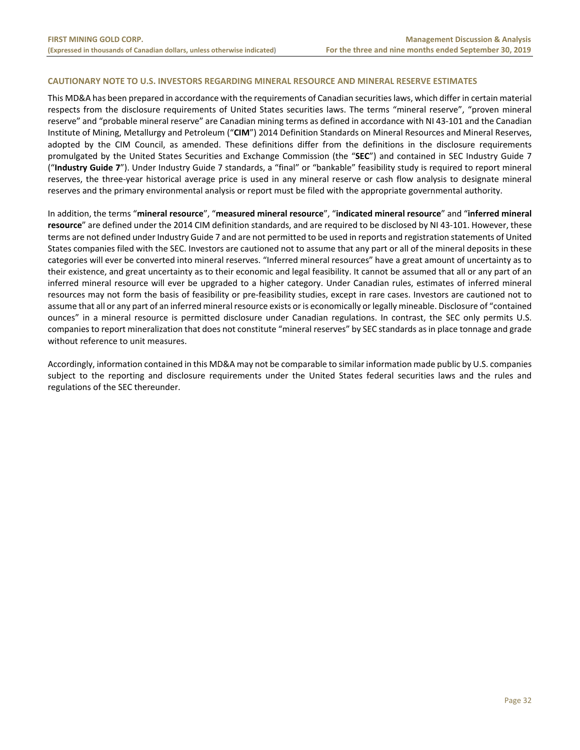## CAUTIONARY NOTE TO U.S. INVESTORS REGARDING MINERAL RESOURCE AND MINERAL RESERVE ESTIMATES

This MD&A has been prepared in accordance with the requirements of Canadian securities laws, which differ in certain material respects from the disclosure requirements of United States securities laws. The terms "mineral reserve", "proven mineral reserve" and "probable mineral reserve" are Canadian mining terms as defined in accordance with NI 43-101 and the Canadian Institute of Mining, Metallurgy and Petroleum ("**CIM**") 2014 Definition Standards on Mineral Resources and Mineral Reserves, adopted by the CIM Council, as amended. These definitions differ from the definitions in the disclosure requirements promulgated by the United States Securities and Exchange Commission (the "**SEC**") and contained in SEC Industry Guide 7 ("**Industry Guide 7**"). Under Industry Guide 7 standards, a "final" or "bankable" feasibility study is required to report mineral reserves, the three-year historical average price is used in any mineral reserve or cash flow analysis to designate mineral reserves and the primary environmental analysis or report must be filed with the appropriate governmental authority.

In addition, the terms "**mineral resource**", "**measured mineral resource**", "**indicated mineral resource**" and "**inferred mineral resource**" are defined under the 2014 CIM definition standards, and are required to be disclosed by NI 43-101. However, these terms are not defined under Industry Guide 7 and are not permitted to be used in reports and registration statements of United States companies filed with the SEC. Investors are cautioned not to assume that any part or all of the mineral deposits in these categories will ever be converted into mineral reserves. "Inferred mineral resources" have a great amount of uncertainty as to their existence, and great uncertainty as to their economic and legal feasibility. It cannot be assumed that all or any part of an inferred mineral resource will ever be upgraded to a higher category. Under Canadian rules, estimates of inferred mineral resources may not form the basis of feasibility or pre-feasibility studies, except in rare cases. Investors are cautioned not to assume that all or any part of an inferred mineral resource exists or is economically or legally mineable. Disclosure of "contained ounces" in a mineral resource is permitted disclosure under Canadian regulations. In contrast, the SEC only permits U.S. companies to report mineralization that does not constitute "mineral reserves" by SEC standards as in place tonnage and grade without reference to unit measures.

Accordingly, information contained in this MD&A may not be comparable to similar information made public by U.S. companies subject to the reporting and disclosure requirements under the United States federal securities laws and the rules and regulations of the SEC thereunder.